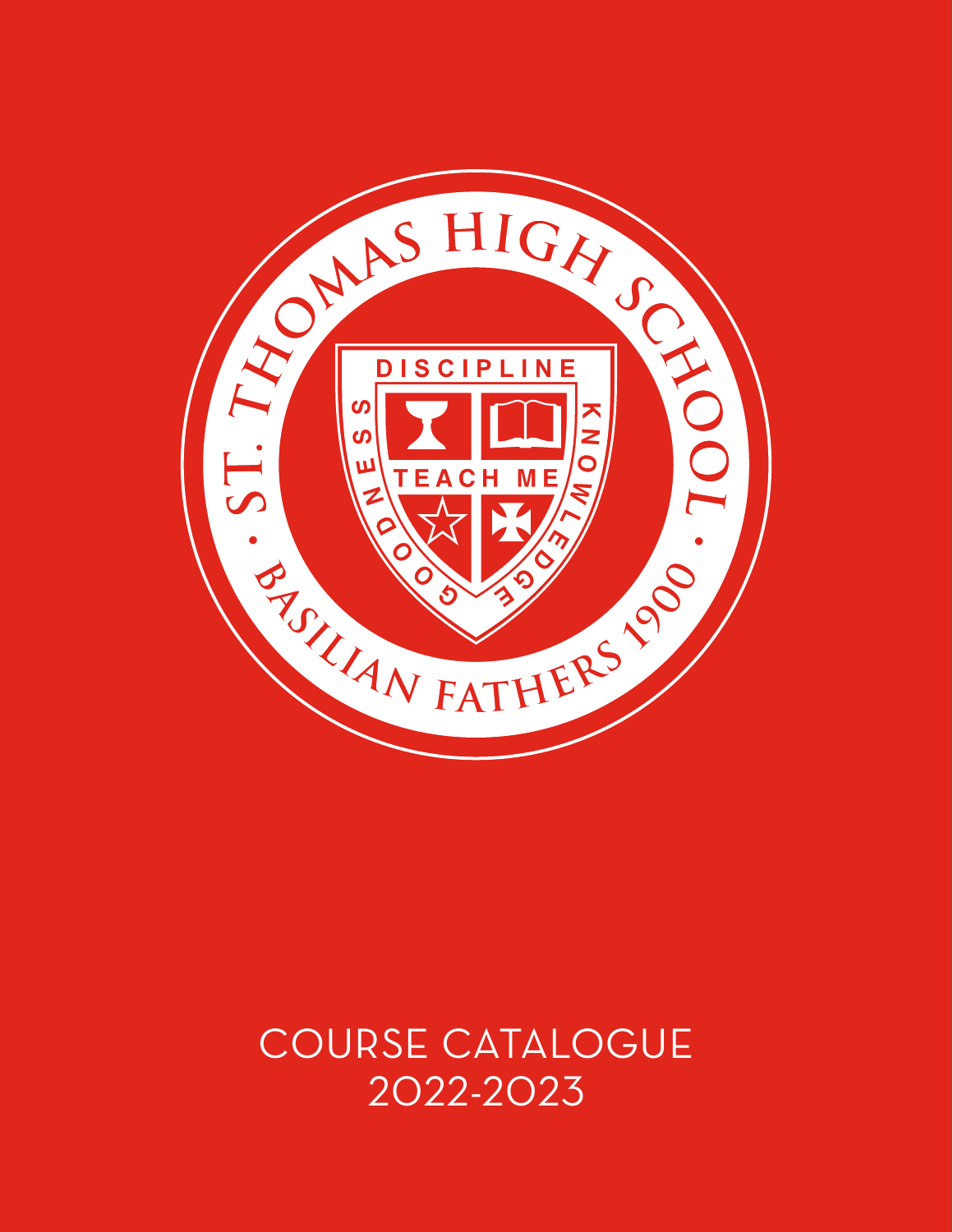ST. THOMAS HIGH SCHOOL · BASILIAN FATHERS 1900 ·

DISCIPLINE

GOODNESS

KNOWLEDGE

TEACH ME

# COURSE CATALOGUE 2022-2023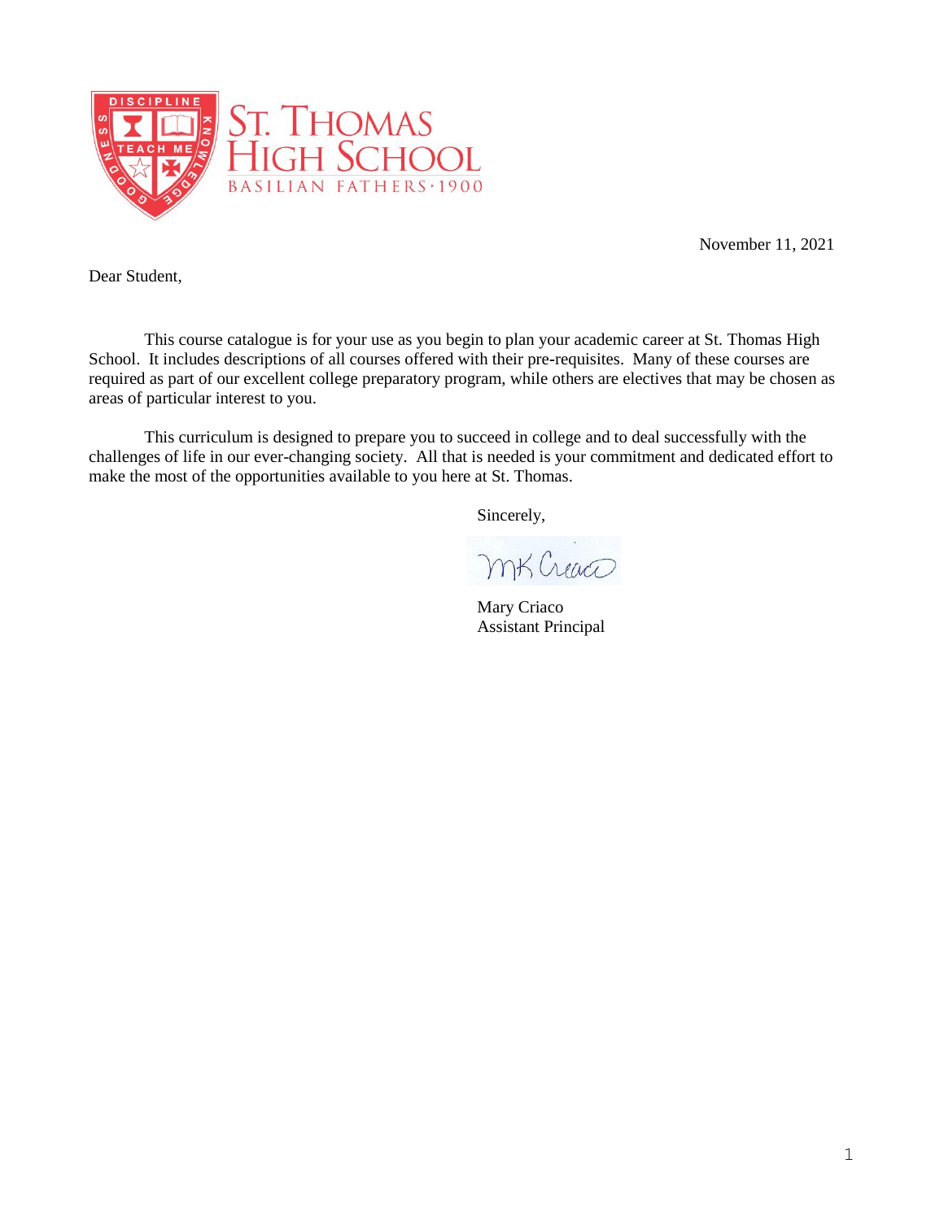ST. THOMAS HIGH SCHOOL

BASILIAN FATHERS · 1900

November 11, 2021

Dear Student,

This course catalogue is for your use as you begin to plan your academic career at St. Thomas High School. It includes descriptions of all courses offered with their pre-requisites. Many of these courses are required as part of our excellent college preparatory program, while others are electives that may be chosen as areas of particular interest to you.

This curriculum is designed to prepare you to succeed in college and to deal successfully with the challenges of life in our ever-changing society. All that is needed is your commitment and dedicated effort to make the most of the opportunities available to you here at St. Thomas.

Sincerely,

Mary Criaco
Assistant Principal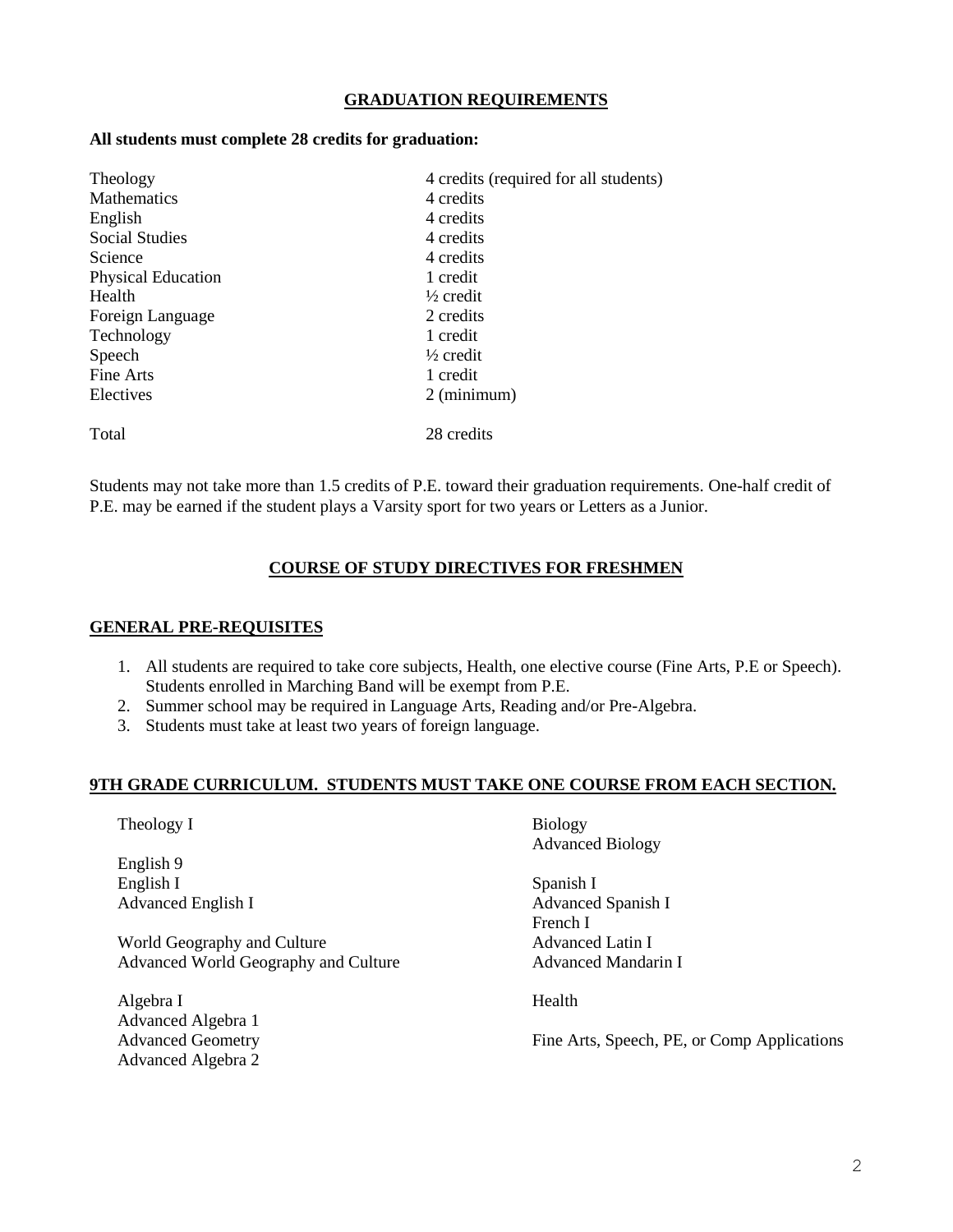## GRADUATION REQUIREMENTS

**All students must complete 28 credits for graduation:**

| Subject | Credits |
|---|---|
| Theology | 4 credits (required for all students) |
| Mathematics | 4 credits |
| English | 4 credits |
| Social Studies | 4 credits |
| Science | 4 credits |
| Physical Education | 1 credit |
| Health | ½ credit |
| Foreign Language | 2 credits |
| Technology | 1 credit |
| Speech | ½ credit |
| Fine Arts | 1 credit |
| Electives | 2 (minimum) |
| Total | 28 credits |

Students may not take more than 1.5 credits of P.E. toward their graduation requirements. One-half credit of P.E. may be earned if the student plays a Varsity sport for two years or Letters as a Junior.

## COURSE OF STUDY DIRECTIVES FOR FRESHMEN

### GENERAL PRE-REQUISITES

1. All students are required to take core subjects, Health, one elective course (Fine Arts, P.E or Speech). Students enrolled in Marching Band will be exempt from P.E.
2. Summer school may be required in Language Arts, Reading and/or Pre-Algebra.
3. Students must take at least two years of foreign language.

### 9TH GRADE CURRICULUM. STUDENTS MUST TAKE ONE COURSE FROM EACH SECTION.

Theology I

English 9
English I
Advanced English I

World Geography and Culture
Advanced World Geography and Culture

Algebra I
Advanced Algebra 1
Advanced Geometry
Advanced Algebra 2

Biology
Advanced Biology

Spanish I
Advanced Spanish I
French I
Advanced Latin I
Advanced Mandarin I

Health

Fine Arts, Speech, PE, or Comp Applications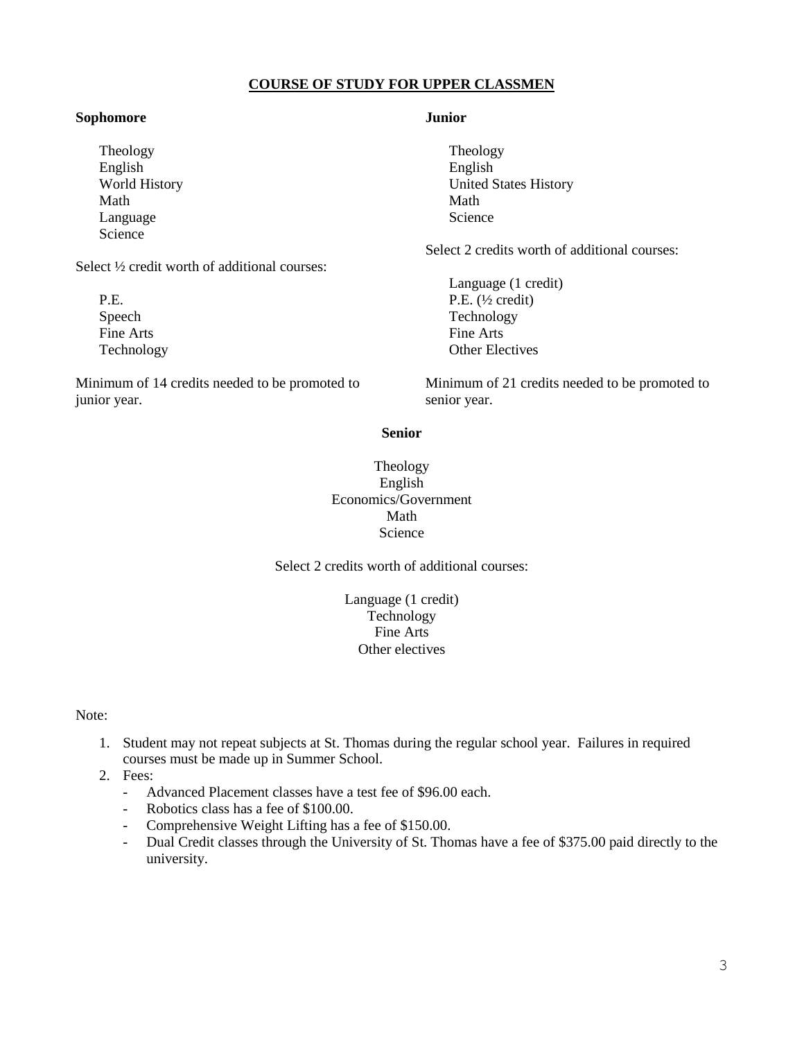## COURSE OF STUDY FOR UPPER CLASSMEN

### Sophomore

Theology
English
World History
Math
Language
Science

Select ½ credit worth of additional courses:

P.E.
Speech
Fine Arts
Technology

Minimum of 14 credits needed to be promoted to junior year.

### Junior

Theology
English
United States History
Math
Science

Select 2 credits worth of additional courses:

Language (1 credit)
P.E. (½ credit)
Technology
Fine Arts
Other Electives

Minimum of 21 credits needed to be promoted to senior year.

### Senior

Theology
English
Economics/Government
Math
Science

Select 2 credits worth of additional courses:

Language (1 credit)
Technology
Fine Arts
Other electives

Note:

1. Student may not repeat subjects at St. Thomas during the regular school year. Failures in required courses must be made up in Summer School.
2. Fees:
   - Advanced Placement classes have a test fee of $96.00 each.
   - Robotics class has a fee of $100.00.
   - Comprehensive Weight Lifting has a fee of $150.00.
   - Dual Credit classes through the University of St. Thomas have a fee of $375.00 paid directly to the university.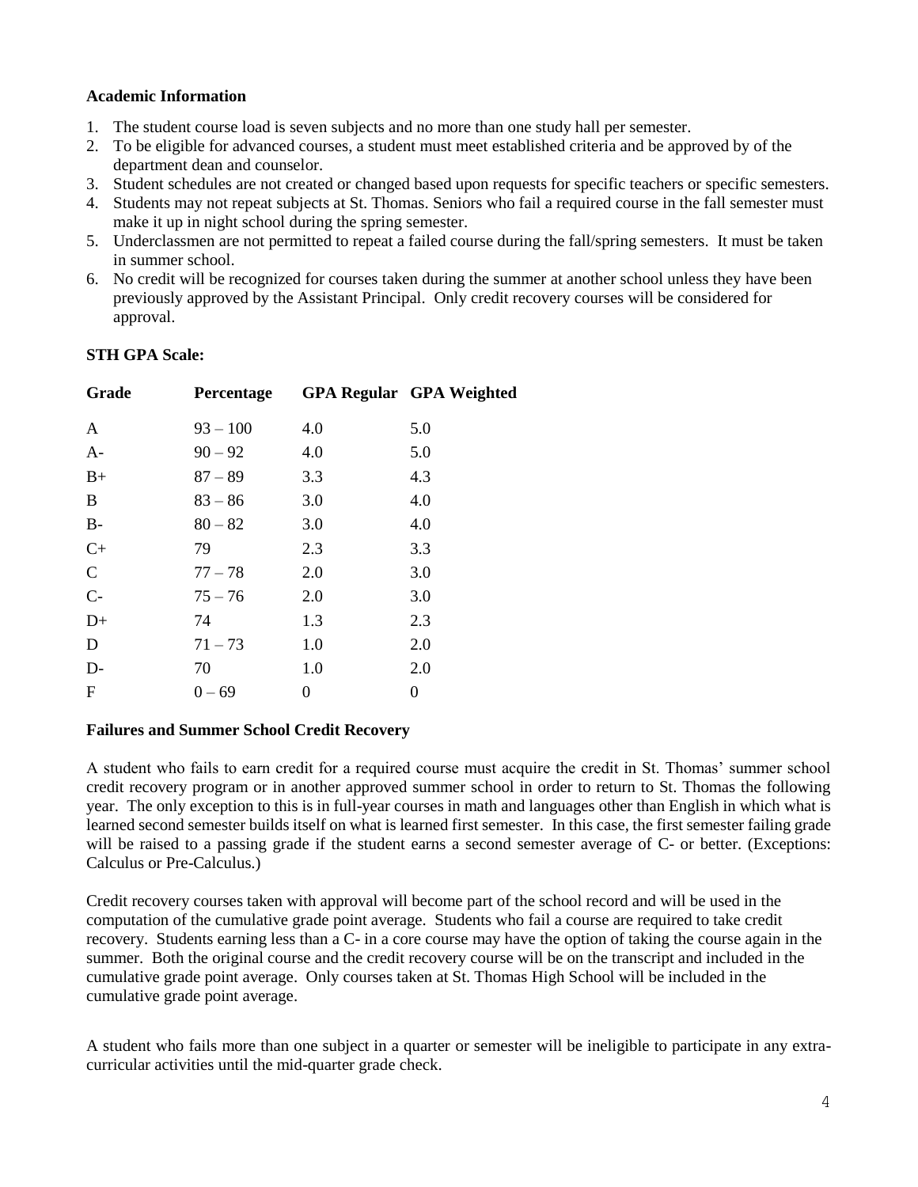**Academic Information**

1. The student course load is seven subjects and no more than one study hall per semester.
2. To be eligible for advanced courses, a student must meet established criteria and be approved by of the department dean and counselor.
3. Student schedules are not created or changed based upon requests for specific teachers or specific semesters.
4. Students may not repeat subjects at St. Thomas. Seniors who fail a required course in the fall semester must make it up in night school during the spring semester.
5. Underclassmen are not permitted to repeat a failed course during the fall/spring semesters. It must be taken in summer school.
6. No credit will be recognized for courses taken during the summer at another school unless they have been previously approved by the Assistant Principal. Only credit recovery courses will be considered for approval.

**STH GPA Scale:**

| Grade | Percentage | GPA Regular | GPA Weighted |
|---|---|---|---|
| A | 93 – 100 | 4.0 | 5.0 |
| A- | 90 – 92 | 4.0 | 5.0 |
| B+ | 87 – 89 | 3.3 | 4.3 |
| B | 83 – 86 | 3.0 | 4.0 |
| B- | 80 – 82 | 3.0 | 4.0 |
| C+ | 79 | 2.3 | 3.3 |
| C | 77 – 78 | 2.0 | 3.0 |
| C- | 75 – 76 | 2.0 | 3.0 |
| D+ | 74 | 1.3 | 2.3 |
| D | 71 – 73 | 1.0 | 2.0 |
| D- | 70 | 1.0 | 2.0 |
| F | 0 – 69 | 0 | 0 |

**Failures and Summer School Credit Recovery**

A student who fails to earn credit for a required course must acquire the credit in St. Thomas' summer school credit recovery program or in another approved summer school in order to return to St. Thomas the following year. The only exception to this is in full-year courses in math and languages other than English in which what is learned second semester builds itself on what is learned first semester. In this case, the first semester failing grade will be raised to a passing grade if the student earns a second semester average of C- or better. (Exceptions: Calculus or Pre-Calculus.)

Credit recovery courses taken with approval will become part of the school record and will be used in the computation of the cumulative grade point average. Students who fail a course are required to take credit recovery. Students earning less than a C- in a core course may have the option of taking the course again in the summer. Both the original course and the credit recovery course will be on the transcript and included in the cumulative grade point average. Only courses taken at St. Thomas High School will be included in the cumulative grade point average.

A student who fails more than one subject in a quarter or semester will be ineligible to participate in any extra-curricular activities until the mid-quarter grade check.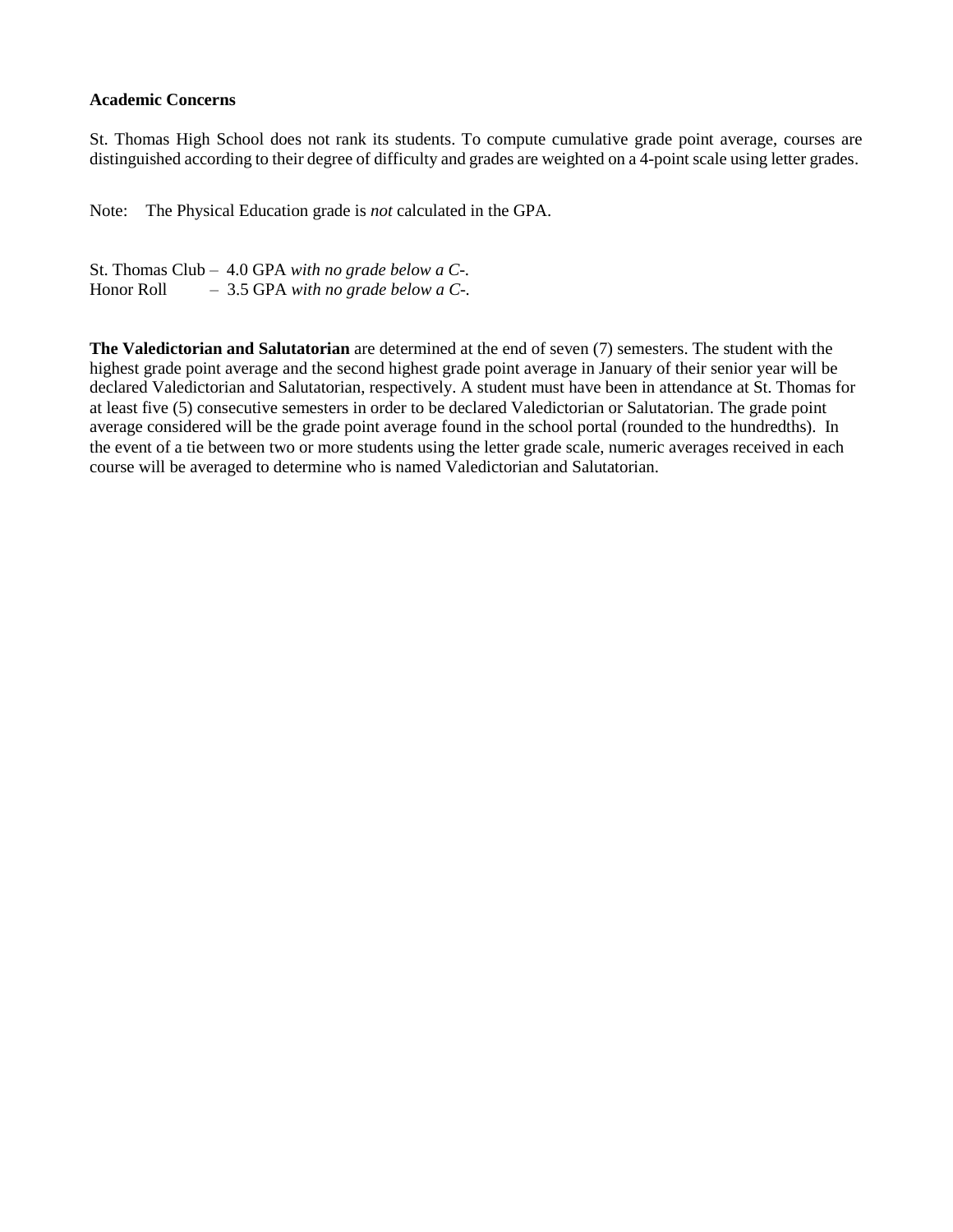**Academic Concerns**

St. Thomas High School does not rank its students. To compute cumulative grade point average, courses are distinguished according to their degree of difficulty and grades are weighted on a 4-point scale using letter grades.

Note: The Physical Education grade is *not* calculated in the GPA.

St. Thomas Club – 4.0 GPA *with no grade below a C-.*
Honor Roll – 3.5 GPA *with no grade below a C-.*

**The Valedictorian and Salutatorian** are determined at the end of seven (7) semesters. The student with the highest grade point average and the second highest grade point average in January of their senior year will be declared Valedictorian and Salutatorian, respectively. A student must have been in attendance at St. Thomas for at least five (5) consecutive semesters in order to be declared Valedictorian or Salutatorian. The grade point average considered will be the grade point average found in the school portal (rounded to the hundredths). In the event of a tie between two or more students using the letter grade scale, numeric averages received in each course will be averaged to determine who is named Valedictorian and Salutatorian.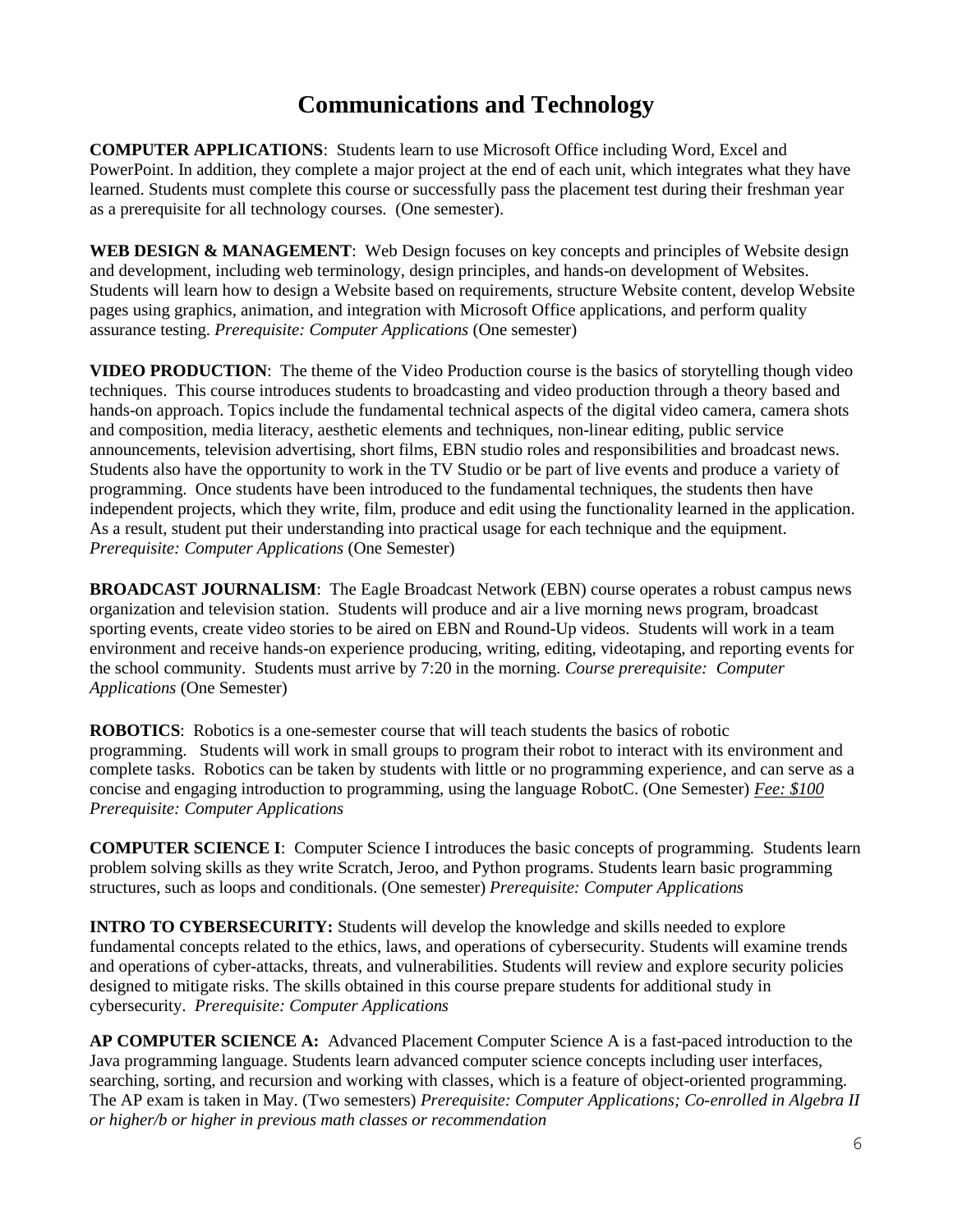# Communications and Technology

**COMPUTER APPLICATIONS**: Students learn to use Microsoft Office including Word, Excel and PowerPoint. In addition, they complete a major project at the end of each unit, which integrates what they have learned. Students must complete this course or successfully pass the placement test during their freshman year as a prerequisite for all technology courses. (One semester).

**WEB DESIGN & MANAGEMENT**: Web Design focuses on key concepts and principles of Website design and development, including web terminology, design principles, and hands-on development of Websites. Students will learn how to design a Website based on requirements, structure Website content, develop Website pages using graphics, animation, and integration with Microsoft Office applications, and perform quality assurance testing. *Prerequisite: Computer Applications* (One semester)

**VIDEO PRODUCTION**: The theme of the Video Production course is the basics of storytelling though video techniques. This course introduces students to broadcasting and video production through a theory based and hands-on approach. Topics include the fundamental technical aspects of the digital video camera, camera shots and composition, media literacy, aesthetic elements and techniques, non-linear editing, public service announcements, television advertising, short films, EBN studio roles and responsibilities and broadcast news. Students also have the opportunity to work in the TV Studio or be part of live events and produce a variety of programming. Once students have been introduced to the fundamental techniques, the students then have independent projects, which they write, film, produce and edit using the functionality learned in the application. As a result, student put their understanding into practical usage for each technique and the equipment. *Prerequisite: Computer Applications* (One Semester)

**BROADCAST JOURNALISM**: The Eagle Broadcast Network (EBN) course operates a robust campus news organization and television station. Students will produce and air a live morning news program, broadcast sporting events, create video stories to be aired on EBN and Round-Up videos. Students will work in a team environment and receive hands-on experience producing, writing, editing, videotaping, and reporting events for the school community. Students must arrive by 7:20 in the morning. *Course prerequisite: Computer Applications* (One Semester)

**ROBOTICS**: Robotics is a one-semester course that will teach students the basics of robotic programming. Students will work in small groups to program their robot to interact with its environment and complete tasks. Robotics can be taken by students with little or no programming experience, and can serve as a concise and engaging introduction to programming, using the language RobotC. (One Semester) *Fee: $100*
*Prerequisite: Computer Applications*

**COMPUTER SCIENCE I**: Computer Science I introduces the basic concepts of programming. Students learn problem solving skills as they write Scratch, Jeroo, and Python programs. Students learn basic programming structures, such as loops and conditionals. (One semester) *Prerequisite: Computer Applications*

**INTRO TO CYBERSECURITY:** Students will develop the knowledge and skills needed to explore fundamental concepts related to the ethics, laws, and operations of cybersecurity. Students will examine trends and operations of cyber-attacks, threats, and vulnerabilities. Students will review and explore security policies designed to mitigate risks. The skills obtained in this course prepare students for additional study in cybersecurity. *Prerequisite: Computer Applications*

**AP COMPUTER SCIENCE A:** Advanced Placement Computer Science A is a fast-paced introduction to the Java programming language. Students learn advanced computer science concepts including user interfaces, searching, sorting, and recursion and working with classes, which is a feature of object-oriented programming. The AP exam is taken in May. (Two semesters) *Prerequisite: Computer Applications; Co-enrolled in Algebra II or higher/b or higher in previous math classes or recommendation*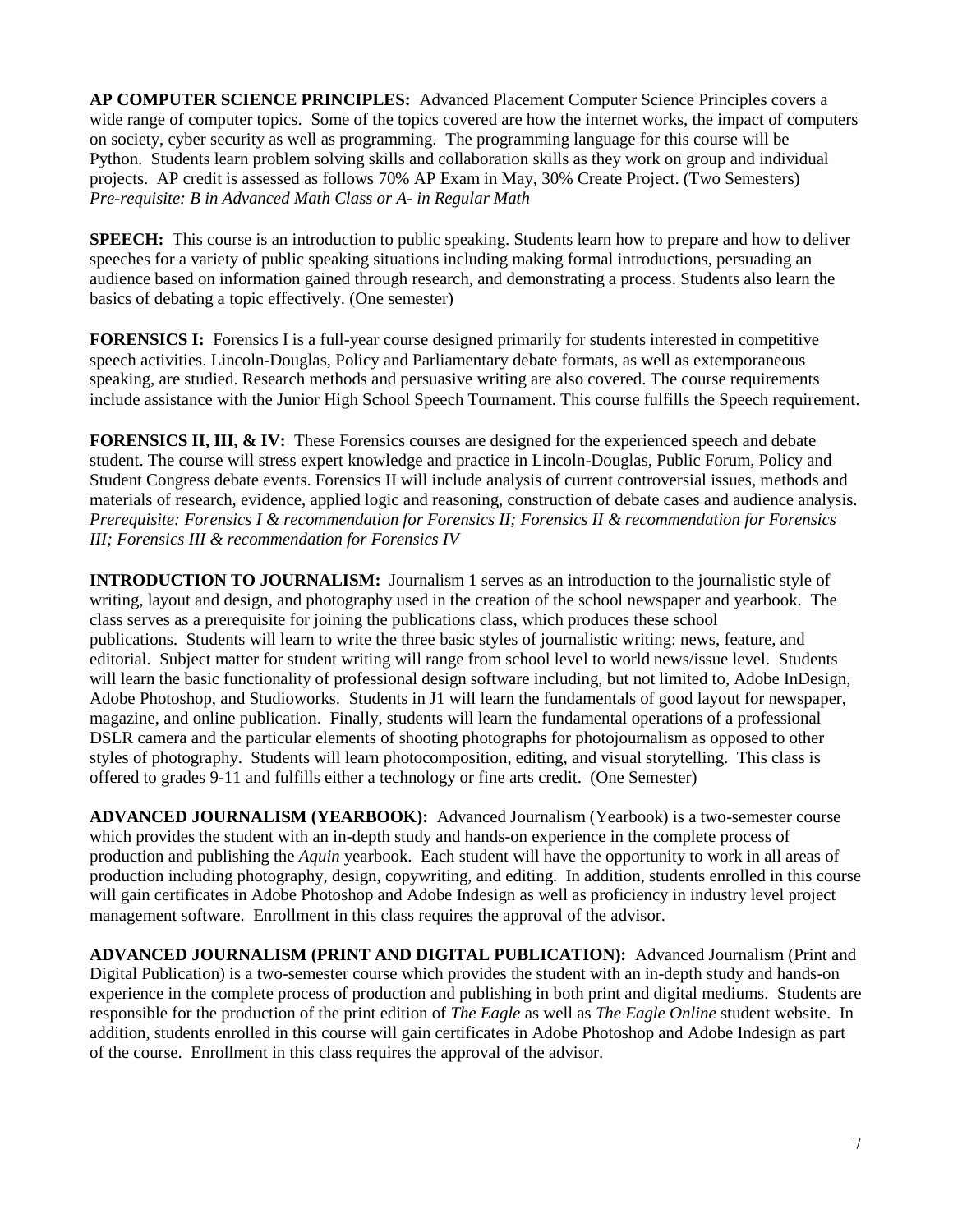**AP COMPUTER SCIENCE PRINCIPLES:** Advanced Placement Computer Science Principles covers a wide range of computer topics. Some of the topics covered are how the internet works, the impact of computers on society, cyber security as well as programming. The programming language for this course will be Python. Students learn problem solving skills and collaboration skills as they work on group and individual projects. AP credit is assessed as follows 70% AP Exam in May, 30% Create Project. (Two Semesters)
*Pre-requisite: B in Advanced Math Class or A- in Regular Math*

**SPEECH:** This course is an introduction to public speaking. Students learn how to prepare and how to deliver speeches for a variety of public speaking situations including making formal introductions, persuading an audience based on information gained through research, and demonstrating a process. Students also learn the basics of debating a topic effectively. (One semester)

**FORENSICS I:** Forensics I is a full-year course designed primarily for students interested in competitive speech activities. Lincoln-Douglas, Policy and Parliamentary debate formats, as well as extemporaneous speaking, are studied. Research methods and persuasive writing are also covered. The course requirements include assistance with the Junior High School Speech Tournament. This course fulfills the Speech requirement.

**FORENSICS II, III, & IV:** These Forensics courses are designed for the experienced speech and debate student. The course will stress expert knowledge and practice in Lincoln-Douglas, Public Forum, Policy and Student Congress debate events. Forensics II will include analysis of current controversial issues, methods and materials of research, evidence, applied logic and reasoning, construction of debate cases and audience analysis.
*Prerequisite: Forensics I & recommendation for Forensics II; Forensics II & recommendation for Forensics III; Forensics III & recommendation for Forensics IV*

**INTRODUCTION TO JOURNALISM:** Journalism 1 serves as an introduction to the journalistic style of writing, layout and design, and photography used in the creation of the school newspaper and yearbook. The class serves as a prerequisite for joining the publications class, which produces these school publications. Students will learn to write the three basic styles of journalistic writing: news, feature, and editorial. Subject matter for student writing will range from school level to world news/issue level. Students will learn the basic functionality of professional design software including, but not limited to, Adobe InDesign, Adobe Photoshop, and Studioworks. Students in J1 will learn the fundamentals of good layout for newspaper, magazine, and online publication. Finally, students will learn the fundamental operations of a professional DSLR camera and the particular elements of shooting photographs for photojournalism as opposed to other styles of photography. Students will learn photocomposition, editing, and visual storytelling. This class is offered to grades 9-11 and fulfills either a technology or fine arts credit. (One Semester)

**ADVANCED JOURNALISM (YEARBOOK):** Advanced Journalism (Yearbook) is a two-semester course which provides the student with an in-depth study and hands-on experience in the complete process of production and publishing the *Aquin* yearbook. Each student will have the opportunity to work in all areas of production including photography, design, copywriting, and editing. In addition, students enrolled in this course will gain certificates in Adobe Photoshop and Adobe Indesign as well as proficiency in industry level project management software. Enrollment in this class requires the approval of the advisor.

**ADVANCED JOURNALISM (PRINT AND DIGITAL PUBLICATION):** Advanced Journalism (Print and Digital Publication) is a two-semester course which provides the student with an in-depth study and hands-on experience in the complete process of production and publishing in both print and digital mediums. Students are responsible for the production of the print edition of *The Eagle* as well as *The Eagle Online* student website. In addition, students enrolled in this course will gain certificates in Adobe Photoshop and Adobe Indesign as part of the course. Enrollment in this class requires the approval of the advisor.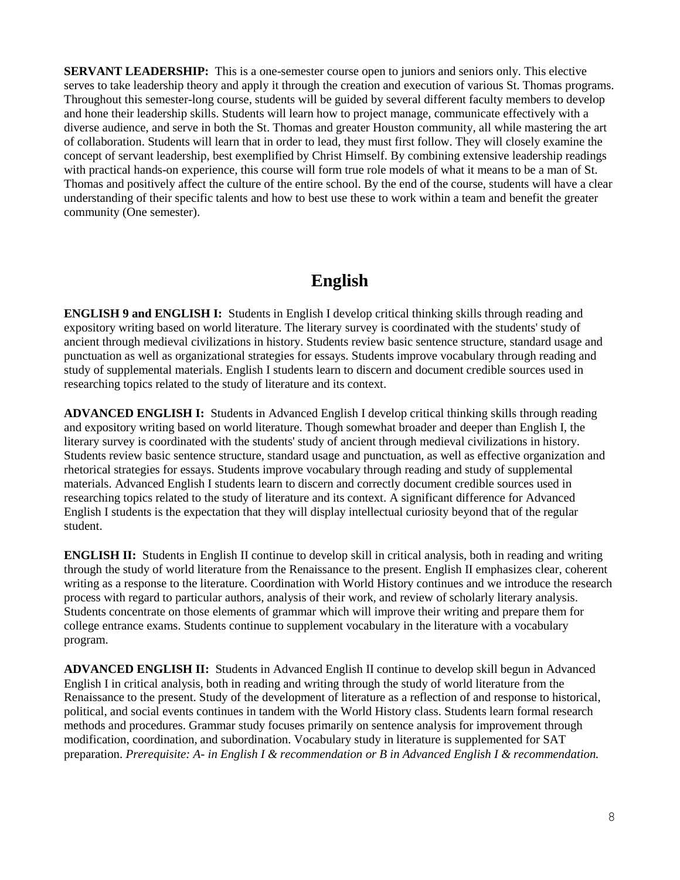**SERVANT LEADERSHIP:** This is a one-semester course open to juniors and seniors only. This elective serves to take leadership theory and apply it through the creation and execution of various St. Thomas programs. Throughout this semester-long course, students will be guided by several different faculty members to develop and hone their leadership skills. Students will learn how to project manage, communicate effectively with a diverse audience, and serve in both the St. Thomas and greater Houston community, all while mastering the art of collaboration. Students will learn that in order to lead, they must first follow. They will closely examine the concept of servant leadership, best exemplified by Christ Himself. By combining extensive leadership readings with practical hands-on experience, this course will form true role models of what it means to be a man of St. Thomas and positively affect the culture of the entire school. By the end of the course, students will have a clear understanding of their specific talents and how to best use these to work within a team and benefit the greater community (One semester).

## English

**ENGLISH 9 and ENGLISH I:** Students in English I develop critical thinking skills through reading and expository writing based on world literature. The literary survey is coordinated with the students' study of ancient through medieval civilizations in history. Students review basic sentence structure, standard usage and punctuation as well as organizational strategies for essays. Students improve vocabulary through reading and study of supplemental materials. English I students learn to discern and document credible sources used in researching topics related to the study of literature and its context.

**ADVANCED ENGLISH I:** Students in Advanced English I develop critical thinking skills through reading and expository writing based on world literature. Though somewhat broader and deeper than English I, the literary survey is coordinated with the students' study of ancient through medieval civilizations in history. Students review basic sentence structure, standard usage and punctuation, as well as effective organization and rhetorical strategies for essays. Students improve vocabulary through reading and study of supplemental materials. Advanced English I students learn to discern and correctly document credible sources used in researching topics related to the study of literature and its context. A significant difference for Advanced English I students is the expectation that they will display intellectual curiosity beyond that of the regular student.

**ENGLISH II:** Students in English II continue to develop skill in critical analysis, both in reading and writing through the study of world literature from the Renaissance to the present. English II emphasizes clear, coherent writing as a response to the literature. Coordination with World History continues and we introduce the research process with regard to particular authors, analysis of their work, and review of scholarly literary analysis. Students concentrate on those elements of grammar which will improve their writing and prepare them for college entrance exams. Students continue to supplement vocabulary in the literature with a vocabulary program.

**ADVANCED ENGLISH II:** Students in Advanced English II continue to develop skill begun in Advanced English I in critical analysis, both in reading and writing through the study of world literature from the Renaissance to the present. Study of the development of literature as a reflection of and response to historical, political, and social events continues in tandem with the World History class. Students learn formal research methods and procedures. Grammar study focuses primarily on sentence analysis for improvement through modification, coordination, and subordination. Vocabulary study in literature is supplemented for SAT preparation. *Prerequisite: A- in English I & recommendation or B in Advanced English I & recommendation.*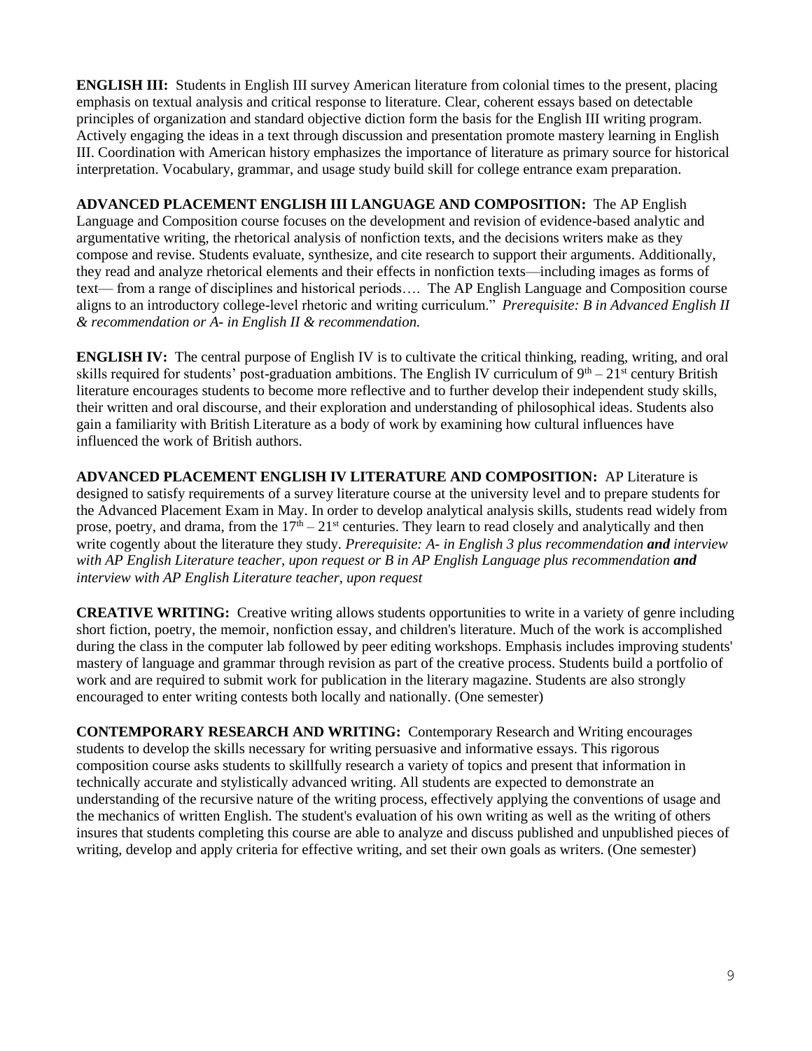**ENGLISH III:** Students in English III survey American literature from colonial times to the present, placing emphasis on textual analysis and critical response to literature. Clear, coherent essays based on detectable principles of organization and standard objective diction form the basis for the English III writing program. Actively engaging the ideas in a text through discussion and presentation promote mastery learning in English III. Coordination with American history emphasizes the importance of literature as primary source for historical interpretation. Vocabulary, grammar, and usage study build skill for college entrance exam preparation.

**ADVANCED PLACEMENT ENGLISH III LANGUAGE AND COMPOSITION:** The AP English Language and Composition course focuses on the development and revision of evidence-based analytic and argumentative writing, the rhetorical analysis of nonfiction texts, and the decisions writers make as they compose and revise. Students evaluate, synthesize, and cite research to support their arguments. Additionally, they read and analyze rhetorical elements and their effects in nonfiction texts—including images as forms of text— from a range of disciplines and historical periods…. The AP English Language and Composition course aligns to an introductory college-level rhetoric and writing curriculum." *Prerequisite: B in Advanced English II & recommendation or A- in English II & recommendation.*

**ENGLISH IV:** The central purpose of English IV is to cultivate the critical thinking, reading, writing, and oral skills required for students' post-graduation ambitions. The English IV curriculum of 9th – 21st century British literature encourages students to become more reflective and to further develop their independent study skills, their written and oral discourse, and their exploration and understanding of philosophical ideas. Students also gain a familiarity with British Literature as a body of work by examining how cultural influences have influenced the work of British authors.

**ADVANCED PLACEMENT ENGLISH IV LITERATURE AND COMPOSITION:** AP Literature is designed to satisfy requirements of a survey literature course at the university level and to prepare students for the Advanced Placement Exam in May. In order to develop analytical analysis skills, students read widely from prose, poetry, and drama, from the 17th – 21st centuries. They learn to read closely and analytically and then write cogently about the literature they study. *Prerequisite: A- in English 3 plus recommendation **and** interview with AP English Literature teacher, upon request or B in AP English Language plus recommendation **and** interview with AP English Literature teacher, upon request*

**CREATIVE WRITING:** Creative writing allows students opportunities to write in a variety of genre including short fiction, poetry, the memoir, nonfiction essay, and children's literature. Much of the work is accomplished during the class in the computer lab followed by peer editing workshops. Emphasis includes improving students' mastery of language and grammar through revision as part of the creative process. Students build a portfolio of work and are required to submit work for publication in the literary magazine. Students are also strongly encouraged to enter writing contests both locally and nationally. (One semester)

**CONTEMPORARY RESEARCH AND WRITING:** Contemporary Research and Writing encourages students to develop the skills necessary for writing persuasive and informative essays. This rigorous composition course asks students to skillfully research a variety of topics and present that information in technically accurate and stylistically advanced writing. All students are expected to demonstrate an understanding of the recursive nature of the writing process, effectively applying the conventions of usage and the mechanics of written English. The student's evaluation of his own writing as well as the writing of others insures that students completing this course are able to analyze and discuss published and unpublished pieces of writing, develop and apply criteria for effective writing, and set their own goals as writers. (One semester)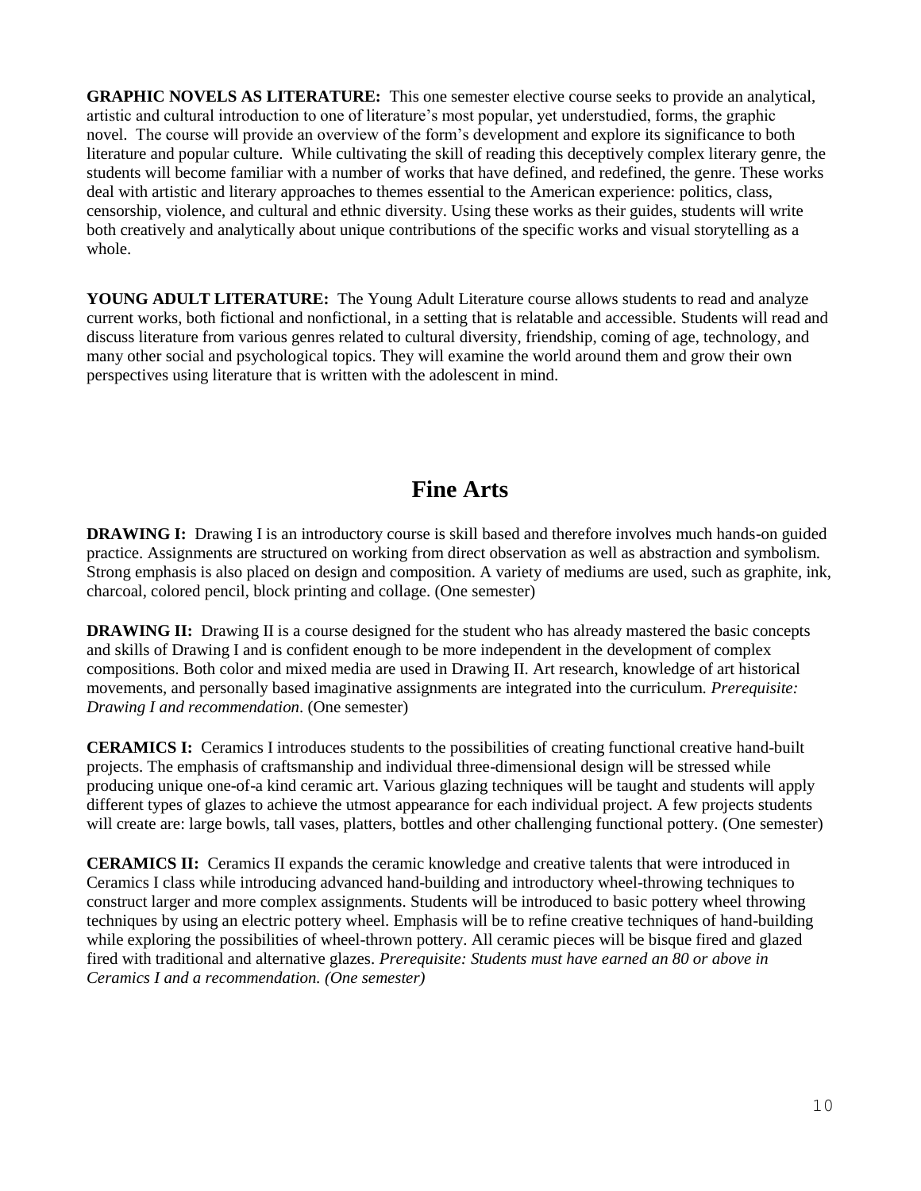**GRAPHIC NOVELS AS LITERATURE:** This one semester elective course seeks to provide an analytical, artistic and cultural introduction to one of literature's most popular, yet understudied, forms, the graphic novel. The course will provide an overview of the form's development and explore its significance to both literature and popular culture. While cultivating the skill of reading this deceptively complex literary genre, the students will become familiar with a number of works that have defined, and redefined, the genre. These works deal with artistic and literary approaches to themes essential to the American experience: politics, class, censorship, violence, and cultural and ethnic diversity. Using these works as their guides, students will write both creatively and analytically about unique contributions of the specific works and visual storytelling as a whole.

**YOUNG ADULT LITERATURE:** The Young Adult Literature course allows students to read and analyze current works, both fictional and nonfictional, in a setting that is relatable and accessible. Students will read and discuss literature from various genres related to cultural diversity, friendship, coming of age, technology, and many other social and psychological topics. They will examine the world around them and grow their own perspectives using literature that is written with the adolescent in mind.

# Fine Arts

**DRAWING I:** Drawing I is an introductory course is skill based and therefore involves much hands-on guided practice. Assignments are structured on working from direct observation as well as abstraction and symbolism. Strong emphasis is also placed on design and composition. A variety of mediums are used, such as graphite, ink, charcoal, colored pencil, block printing and collage. (One semester)

**DRAWING II:** Drawing II is a course designed for the student who has already mastered the basic concepts and skills of Drawing I and is confident enough to be more independent in the development of complex compositions. Both color and mixed media are used in Drawing II. Art research, knowledge of art historical movements, and personally based imaginative assignments are integrated into the curriculum. *Prerequisite: Drawing I and recommendation*. (One semester)

**CERAMICS I:** Ceramics I introduces students to the possibilities of creating functional creative hand-built projects. The emphasis of craftsmanship and individual three-dimensional design will be stressed while producing unique one-of-a kind ceramic art. Various glazing techniques will be taught and students will apply different types of glazes to achieve the utmost appearance for each individual project. A few projects students will create are: large bowls, tall vases, platters, bottles and other challenging functional pottery. (One semester)

**CERAMICS II:** Ceramics II expands the ceramic knowledge and creative talents that were introduced in Ceramics I class while introducing advanced hand-building and introductory wheel-throwing techniques to construct larger and more complex assignments. Students will be introduced to basic pottery wheel throwing techniques by using an electric pottery wheel. Emphasis will be to refine creative techniques of hand-building while exploring the possibilities of wheel-thrown pottery. All ceramic pieces will be bisque fired and glazed fired with traditional and alternative glazes. *Prerequisite: Students must have earned an 80 or above in Ceramics I and a recommendation. (One semester)*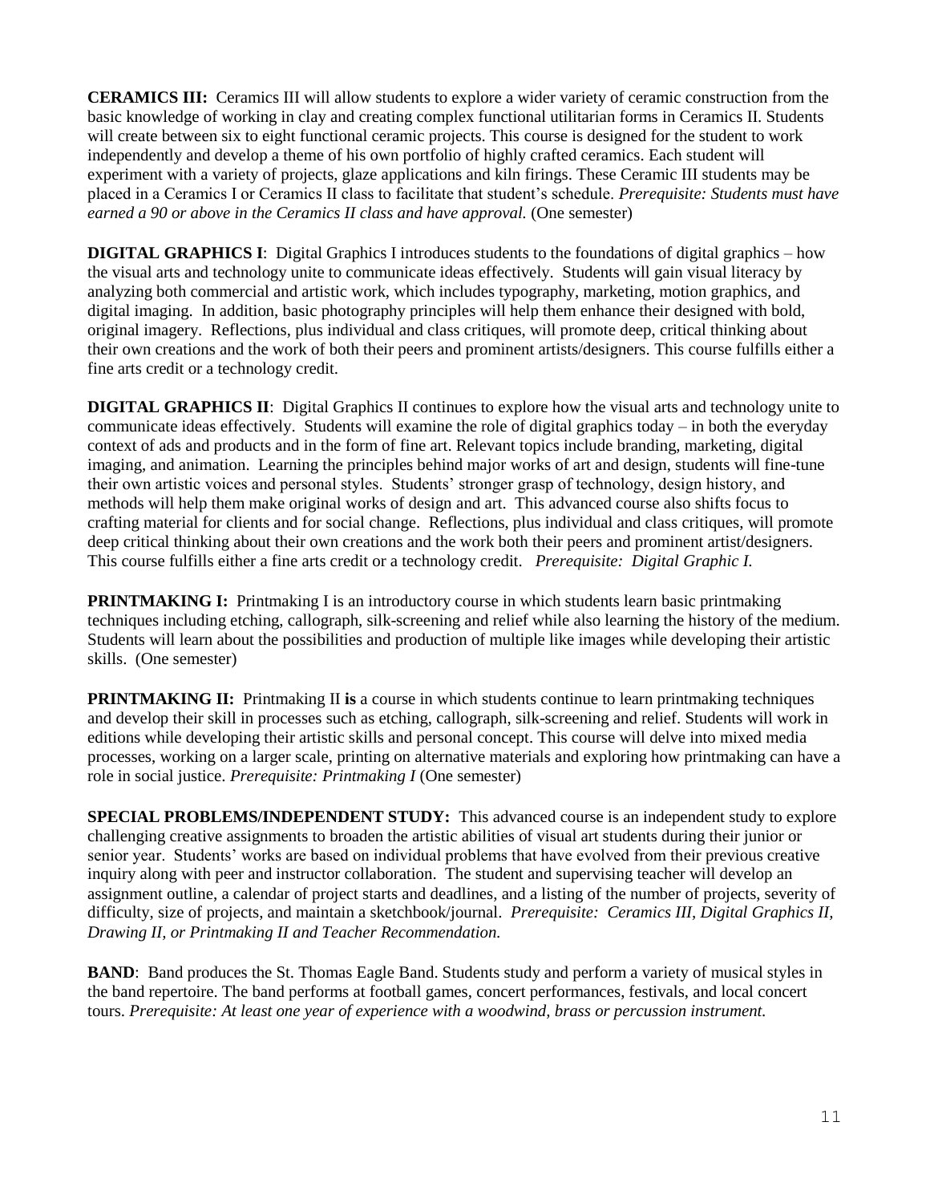**CERAMICS III:** Ceramics III will allow students to explore a wider variety of ceramic construction from the basic knowledge of working in clay and creating complex functional utilitarian forms in Ceramics II. Students will create between six to eight functional ceramic projects. This course is designed for the student to work independently and develop a theme of his own portfolio of highly crafted ceramics. Each student will experiment with a variety of projects, glaze applications and kiln firings. These Ceramic III students may be placed in a Ceramics I or Ceramics II class to facilitate that student's schedule. *Prerequisite: Students must have earned a 90 or above in the Ceramics II class and have approval.* (One semester)

**DIGITAL GRAPHICS I**: Digital Graphics I introduces students to the foundations of digital graphics – how the visual arts and technology unite to communicate ideas effectively. Students will gain visual literacy by analyzing both commercial and artistic work, which includes typography, marketing, motion graphics, and digital imaging. In addition, basic photography principles will help them enhance their designed with bold, original imagery. Reflections, plus individual and class critiques, will promote deep, critical thinking about their own creations and the work of both their peers and prominent artists/designers. This course fulfills either a fine arts credit or a technology credit.

**DIGITAL GRAPHICS II**: Digital Graphics II continues to explore how the visual arts and technology unite to communicate ideas effectively. Students will examine the role of digital graphics today – in both the everyday context of ads and products and in the form of fine art. Relevant topics include branding, marketing, digital imaging, and animation. Learning the principles behind major works of art and design, students will fine-tune their own artistic voices and personal styles. Students' stronger grasp of technology, design history, and methods will help them make original works of design and art. This advanced course also shifts focus to crafting material for clients and for social change. Reflections, plus individual and class critiques, will promote deep critical thinking about their own creations and the work both their peers and prominent artist/designers. This course fulfills either a fine arts credit or a technology credit. *Prerequisite: Digital Graphic I.*

**PRINTMAKING I:** Printmaking I is an introductory course in which students learn basic printmaking techniques including etching, callograph, silk-screening and relief while also learning the history of the medium. Students will learn about the possibilities and production of multiple like images while developing their artistic skills. (One semester)

**PRINTMAKING II:** Printmaking II **is** a course in which students continue to learn printmaking techniques and develop their skill in processes such as etching, callograph, silk-screening and relief. Students will work in editions while developing their artistic skills and personal concept. This course will delve into mixed media processes, working on a larger scale, printing on alternative materials and exploring how printmaking can have a role in social justice. *Prerequisite: Printmaking I* (One semester)

**SPECIAL PROBLEMS/INDEPENDENT STUDY:** This advanced course is an independent study to explore challenging creative assignments to broaden the artistic abilities of visual art students during their junior or senior year. Students' works are based on individual problems that have evolved from their previous creative inquiry along with peer and instructor collaboration. The student and supervising teacher will develop an assignment outline, a calendar of project starts and deadlines, and a listing of the number of projects, severity of difficulty, size of projects, and maintain a sketchbook/journal. *Prerequisite: Ceramics III, Digital Graphics II, Drawing II, or Printmaking II and Teacher Recommendation.*

**BAND**: Band produces the St. Thomas Eagle Band. Students study and perform a variety of musical styles in the band repertoire. The band performs at football games, concert performances, festivals, and local concert tours. *Prerequisite: At least one year of experience with a woodwind, brass or percussion instrument.*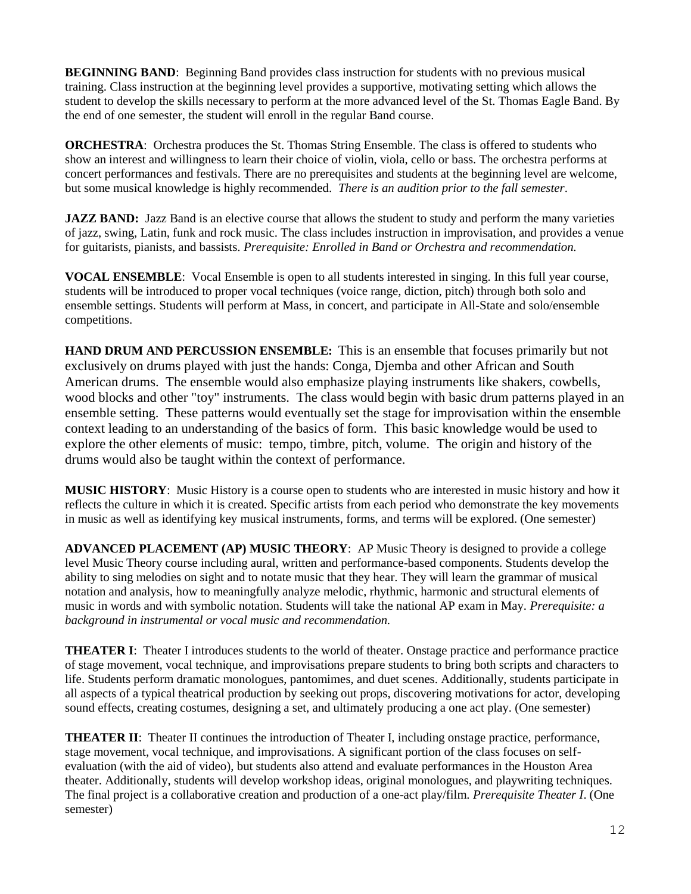**BEGINNING BAND**: Beginning Band provides class instruction for students with no previous musical training. Class instruction at the beginning level provides a supportive, motivating setting which allows the student to develop the skills necessary to perform at the more advanced level of the St. Thomas Eagle Band. By the end of one semester, the student will enroll in the regular Band course.

**ORCHESTRA**: Orchestra produces the St. Thomas String Ensemble. The class is offered to students who show an interest and willingness to learn their choice of violin, viola, cello or bass. The orchestra performs at concert performances and festivals. There are no prerequisites and students at the beginning level are welcome, but some musical knowledge is highly recommended. *There is an audition prior to the fall semester*.

**JAZZ BAND:** Jazz Band is an elective course that allows the student to study and perform the many varieties of jazz, swing, Latin, funk and rock music. The class includes instruction in improvisation, and provides a venue for guitarists, pianists, and bassists. *Prerequisite: Enrolled in Band or Orchestra and recommendation.*

**VOCAL ENSEMBLE**: Vocal Ensemble is open to all students interested in singing. In this full year course, students will be introduced to proper vocal techniques (voice range, diction, pitch) through both solo and ensemble settings. Students will perform at Mass, in concert, and participate in All-State and solo/ensemble competitions.

**HAND DRUM AND PERCUSSION ENSEMBLE:** This is an ensemble that focuses primarily but not exclusively on drums played with just the hands: Conga, Djemba and other African and South American drums. The ensemble would also emphasize playing instruments like shakers, cowbells, wood blocks and other "toy" instruments. The class would begin with basic drum patterns played in an ensemble setting. These patterns would eventually set the stage for improvisation within the ensemble context leading to an understanding of the basics of form. This basic knowledge would be used to explore the other elements of music: tempo, timbre, pitch, volume. The origin and history of the drums would also be taught within the context of performance.

**MUSIC HISTORY**: Music History is a course open to students who are interested in music history and how it reflects the culture in which it is created. Specific artists from each period who demonstrate the key movements in music as well as identifying key musical instruments, forms, and terms will be explored. (One semester)

**ADVANCED PLACEMENT (AP) MUSIC THEORY**: AP Music Theory is designed to provide a college level Music Theory course including aural, written and performance-based components. Students develop the ability to sing melodies on sight and to notate music that they hear. They will learn the grammar of musical notation and analysis, how to meaningfully analyze melodic, rhythmic, harmonic and structural elements of music in words and with symbolic notation. Students will take the national AP exam in May. *Prerequisite: a background in instrumental or vocal music and recommendation.*

**THEATER I**: Theater I introduces students to the world of theater. Onstage practice and performance practice of stage movement, vocal technique, and improvisations prepare students to bring both scripts and characters to life. Students perform dramatic monologues, pantomimes, and duet scenes. Additionally, students participate in all aspects of a typical theatrical production by seeking out props, discovering motivations for actor, developing sound effects, creating costumes, designing a set, and ultimately producing a one act play. (One semester)

**THEATER II**: Theater II continues the introduction of Theater I, including onstage practice, performance, stage movement, vocal technique, and improvisations. A significant portion of the class focuses on self-evaluation (with the aid of video), but students also attend and evaluate performances in the Houston Area theater. Additionally, students will develop workshop ideas, original monologues, and playwriting techniques. The final project is a collaborative creation and production of a one-act play/film. *Prerequisite Theater I*. (One semester)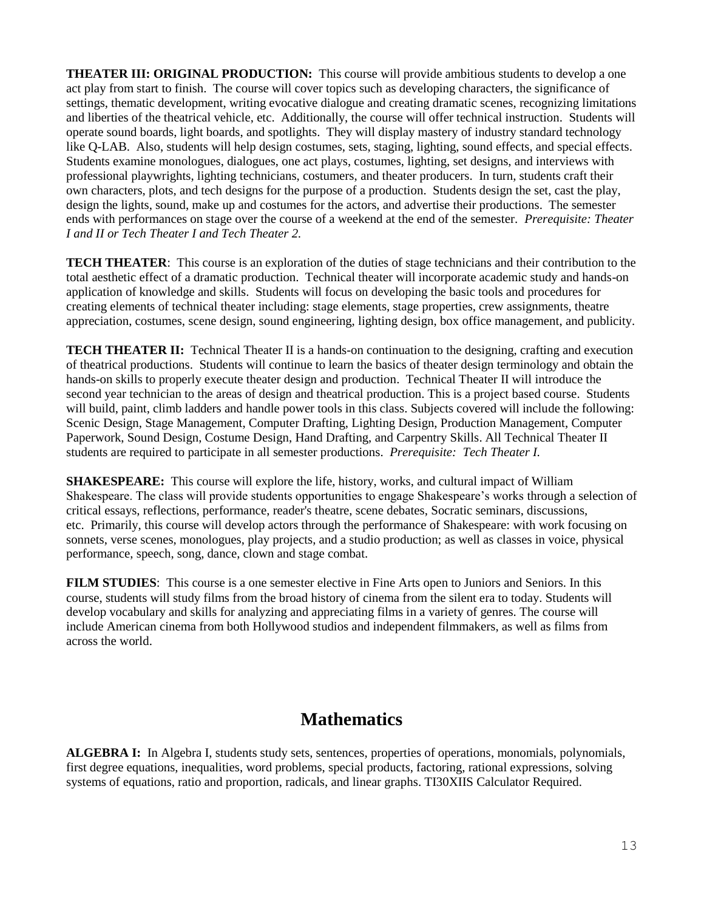**THEATER III: ORIGINAL PRODUCTION:** This course will provide ambitious students to develop a one act play from start to finish. The course will cover topics such as developing characters, the significance of settings, thematic development, writing evocative dialogue and creating dramatic scenes, recognizing limitations and liberties of the theatrical vehicle, etc. Additionally, the course will offer technical instruction. Students will operate sound boards, light boards, and spotlights. They will display mastery of industry standard technology like Q-LAB. Also, students will help design costumes, sets, staging, lighting, sound effects, and special effects. Students examine monologues, dialogues, one act plays, costumes, lighting, set designs, and interviews with professional playwrights, lighting technicians, costumers, and theater producers. In turn, students craft their own characters, plots, and tech designs for the purpose of a production. Students design the set, cast the play, design the lights, sound, make up and costumes for the actors, and advertise their productions. The semester ends with performances on stage over the course of a weekend at the end of the semester. *Prerequisite: Theater I and II or Tech Theater I and Tech Theater 2.*

**TECH THEATER**: This course is an exploration of the duties of stage technicians and their contribution to the total aesthetic effect of a dramatic production. Technical theater will incorporate academic study and hands-on application of knowledge and skills. Students will focus on developing the basic tools and procedures for creating elements of technical theater including: stage elements, stage properties, crew assignments, theatre appreciation, costumes, scene design, sound engineering, lighting design, box office management, and publicity.

**TECH THEATER II:** Technical Theater II is a hands-on continuation to the designing, crafting and execution of theatrical productions. Students will continue to learn the basics of theater design terminology and obtain the hands-on skills to properly execute theater design and production. Technical Theater II will introduce the second year technician to the areas of design and theatrical production. This is a project based course. Students will build, paint, climb ladders and handle power tools in this class. Subjects covered will include the following: Scenic Design, Stage Management, Computer Drafting, Lighting Design, Production Management, Computer Paperwork, Sound Design, Costume Design, Hand Drafting, and Carpentry Skills. All Technical Theater II students are required to participate in all semester productions. *Prerequisite: Tech Theater I.*

**SHAKESPEARE:** This course will explore the life, history, works, and cultural impact of William Shakespeare. The class will provide students opportunities to engage Shakespeare's works through a selection of critical essays, reflections, performance, reader's theatre, scene debates, Socratic seminars, discussions, etc. Primarily, this course will develop actors through the performance of Shakespeare: with work focusing on sonnets, verse scenes, monologues, play projects, and a studio production; as well as classes in voice, physical performance, speech, song, dance, clown and stage combat.

**FILM STUDIES**: This course is a one semester elective in Fine Arts open to Juniors and Seniors. In this course, students will study films from the broad history of cinema from the silent era to today. Students will develop vocabulary and skills for analyzing and appreciating films in a variety of genres. The course will include American cinema from both Hollywood studios and independent filmmakers, as well as films from across the world.

# Mathematics

**ALGEBRA I:** In Algebra I, students study sets, sentences, properties of operations, monomials, polynomials, first degree equations, inequalities, word problems, special products, factoring, rational expressions, solving systems of equations, ratio and proportion, radicals, and linear graphs. TI30XIIS Calculator Required.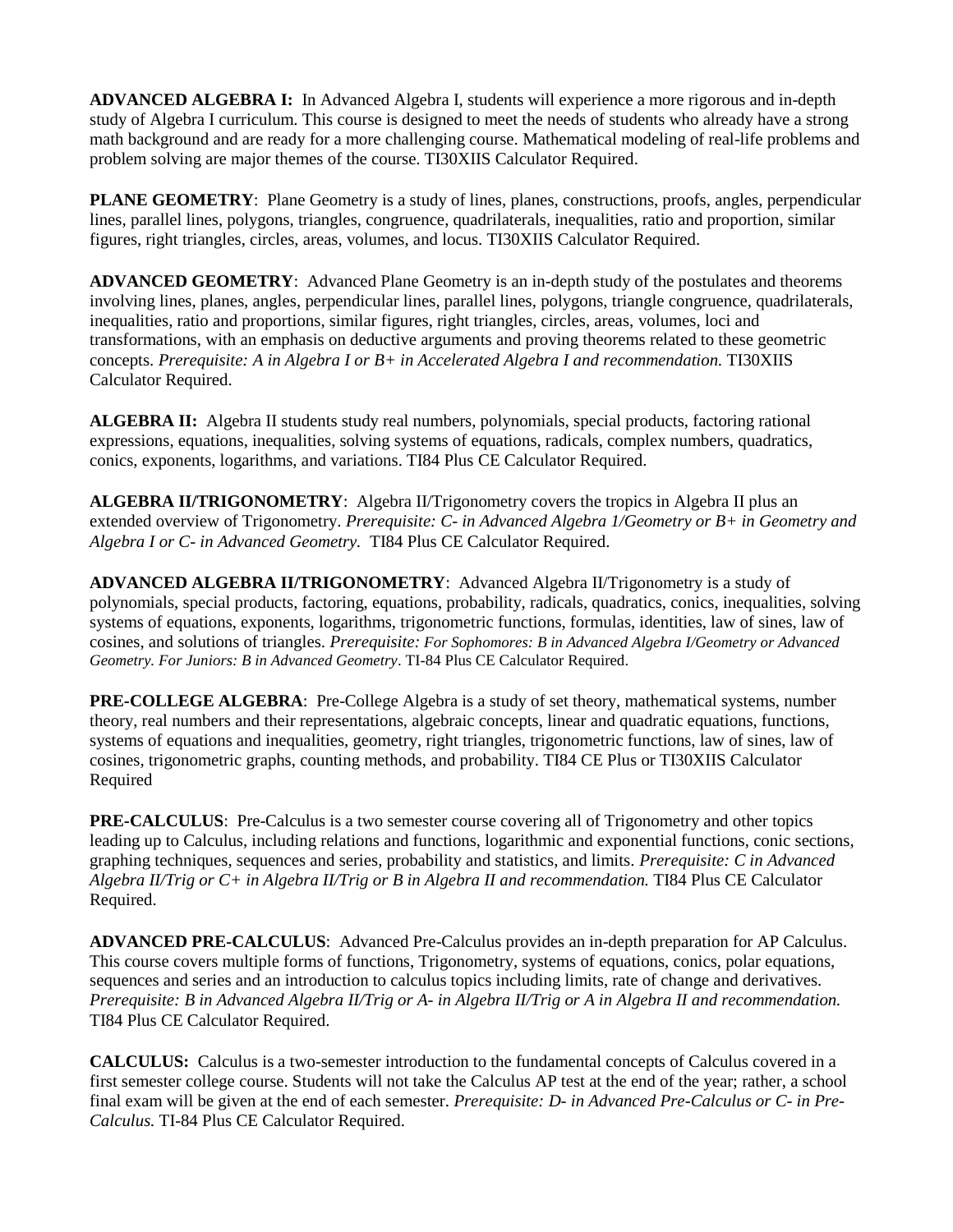**ADVANCED ALGEBRA I:** In Advanced Algebra I, students will experience a more rigorous and in-depth study of Algebra I curriculum. This course is designed to meet the needs of students who already have a strong math background and are ready for a more challenging course. Mathematical modeling of real-life problems and problem solving are major themes of the course. TI30XIIS Calculator Required.

**PLANE GEOMETRY**: Plane Geometry is a study of lines, planes, constructions, proofs, angles, perpendicular lines, parallel lines, polygons, triangles, congruence, quadrilaterals, inequalities, ratio and proportion, similar figures, right triangles, circles, areas, volumes, and locus. TI30XIIS Calculator Required.

**ADVANCED GEOMETRY**: Advanced Plane Geometry is an in-depth study of the postulates and theorems involving lines, planes, angles, perpendicular lines, parallel lines, polygons, triangle congruence, quadrilaterals, inequalities, ratio and proportions, similar figures, right triangles, circles, areas, volumes, loci and transformations, with an emphasis on deductive arguments and proving theorems related to these geometric concepts. *Prerequisite: A in Algebra I or B+ in Accelerated Algebra I and recommendation.* TI30XIIS Calculator Required.

**ALGEBRA II:** Algebra II students study real numbers, polynomials, special products, factoring rational expressions, equations, inequalities, solving systems of equations, radicals, complex numbers, quadratics, conics, exponents, logarithms, and variations. TI84 Plus CE Calculator Required.

**ALGEBRA II/TRIGONOMETRY**: Algebra II/Trigonometry covers the tropics in Algebra II plus an extended overview of Trigonometry. *Prerequisite: C- in Advanced Algebra 1/Geometry or B+ in Geometry and Algebra I or C- in Advanced Geometry.* TI84 Plus CE Calculator Required.

**ADVANCED ALGEBRA II/TRIGONOMETRY**: Advanced Algebra II/Trigonometry is a study of polynomials, special products, factoring, equations, probability, radicals, quadratics, conics, inequalities, solving systems of equations, exponents, logarithms, trigonometric functions, formulas, identities, law of sines, law of cosines, and solutions of triangles. *Prerequisite: For Sophomores: B in Advanced Algebra I/Geometry or Advanced Geometry. For Juniors: B in Advanced Geometry*. TI-84 Plus CE Calculator Required.

**PRE-COLLEGE ALGEBRA**: Pre-College Algebra is a study of set theory, mathematical systems, number theory, real numbers and their representations, algebraic concepts, linear and quadratic equations, functions, systems of equations and inequalities, geometry, right triangles, trigonometric functions, law of sines, law of cosines, trigonometric graphs, counting methods, and probability. TI84 CE Plus or TI30XIIS Calculator Required

**PRE-CALCULUS**: Pre-Calculus is a two semester course covering all of Trigonometry and other topics leading up to Calculus, including relations and functions, logarithmic and exponential functions, conic sections, graphing techniques, sequences and series, probability and statistics, and limits. *Prerequisite: C in Advanced Algebra II/Trig or C+ in Algebra II/Trig or B in Algebra II and recommendation.* TI84 Plus CE Calculator Required.

**ADVANCED PRE-CALCULUS**: Advanced Pre-Calculus provides an in-depth preparation for AP Calculus. This course covers multiple forms of functions, Trigonometry, systems of equations, conics, polar equations, sequences and series and an introduction to calculus topics including limits, rate of change and derivatives. *Prerequisite: B in Advanced Algebra II/Trig or A- in Algebra II/Trig or A in Algebra II and recommendation.* TI84 Plus CE Calculator Required.

**CALCULUS:** Calculus is a two-semester introduction to the fundamental concepts of Calculus covered in a first semester college course. Students will not take the Calculus AP test at the end of the year; rather, a school final exam will be given at the end of each semester. *Prerequisite: D- in Advanced Pre-Calculus or C- in Pre-Calculus.* TI-84 Plus CE Calculator Required.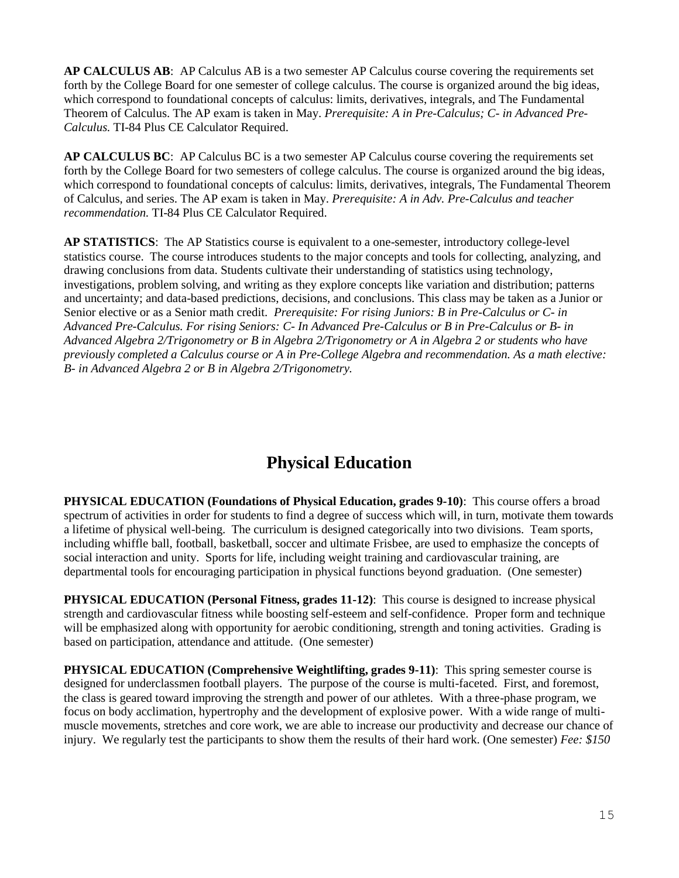**AP CALCULUS AB**: AP Calculus AB is a two semester AP Calculus course covering the requirements set forth by the College Board for one semester of college calculus. The course is organized around the big ideas, which correspond to foundational concepts of calculus: limits, derivatives, integrals, and The Fundamental Theorem of Calculus. The AP exam is taken in May. *Prerequisite: A in Pre-Calculus; C- in Advanced Pre-Calculus.* TI-84 Plus CE Calculator Required.

**AP CALCULUS BC**: AP Calculus BC is a two semester AP Calculus course covering the requirements set forth by the College Board for two semesters of college calculus. The course is organized around the big ideas, which correspond to foundational concepts of calculus: limits, derivatives, integrals, The Fundamental Theorem of Calculus, and series. The AP exam is taken in May. *Prerequisite: A in Adv. Pre-Calculus and teacher recommendation.* TI-84 Plus CE Calculator Required.

**AP STATISTICS**: The AP Statistics course is equivalent to a one-semester, introductory college-level statistics course. The course introduces students to the major concepts and tools for collecting, analyzing, and drawing conclusions from data. Students cultivate their understanding of statistics using technology, investigations, problem solving, and writing as they explore concepts like variation and distribution; patterns and uncertainty; and data-based predictions, decisions, and conclusions. This class may be taken as a Junior or Senior elective or as a Senior math credit. *Prerequisite: For rising Juniors: B in Pre-Calculus or C- in Advanced Pre-Calculus. For rising Seniors: C- In Advanced Pre-Calculus or B in Pre-Calculus or B- in Advanced Algebra 2/Trigonometry or B in Algebra 2/Trigonometry or A in Algebra 2 or students who have previously completed a Calculus course or A in Pre-College Algebra and recommendation. As a math elective: B- in Advanced Algebra 2 or B in Algebra 2/Trigonometry.*

# Physical Education

**PHYSICAL EDUCATION (Foundations of Physical Education, grades 9-10)**: This course offers a broad spectrum of activities in order for students to find a degree of success which will, in turn, motivate them towards a lifetime of physical well-being. The curriculum is designed categorically into two divisions. Team sports, including whiffle ball, football, basketball, soccer and ultimate Frisbee, are used to emphasize the concepts of social interaction and unity. Sports for life, including weight training and cardiovascular training, are departmental tools for encouraging participation in physical functions beyond graduation. (One semester)

**PHYSICAL EDUCATION (Personal Fitness, grades 11-12)**: This course is designed to increase physical strength and cardiovascular fitness while boosting self-esteem and self-confidence. Proper form and technique will be emphasized along with opportunity for aerobic conditioning, strength and toning activities. Grading is based on participation, attendance and attitude. (One semester)

**PHYSICAL EDUCATION (Comprehensive Weightlifting, grades 9-11)**: This spring semester course is designed for underclassmen football players. The purpose of the course is multi-faceted. First, and foremost, the class is geared toward improving the strength and power of our athletes. With a three-phase program, we focus on body acclimation, hypertrophy and the development of explosive power. With a wide range of multi-muscle movements, stretches and core work, we are able to increase our productivity and decrease our chance of injury. We regularly test the participants to show them the results of their hard work. (One semester) *Fee: $150*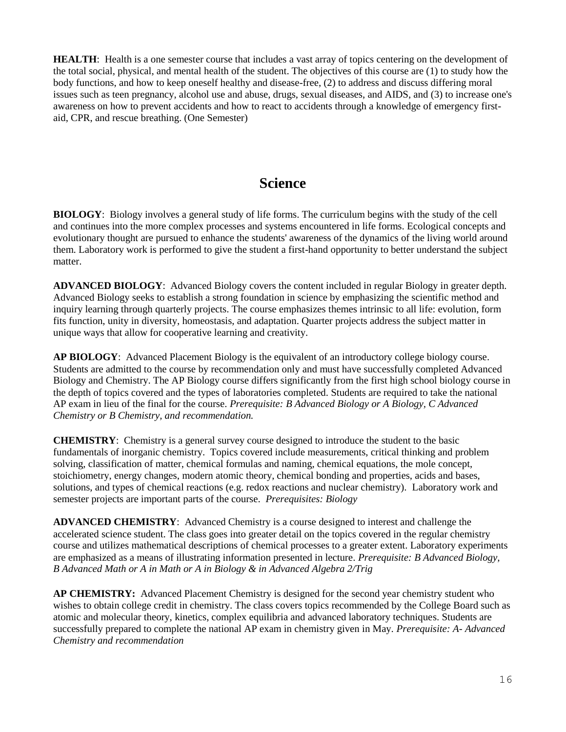**HEALTH**: Health is a one semester course that includes a vast array of topics centering on the development of the total social, physical, and mental health of the student. The objectives of this course are (1) to study how the body functions, and how to keep oneself healthy and disease-free, (2) to address and discuss differing moral issues such as teen pregnancy, alcohol use and abuse, drugs, sexual diseases, and AIDS, and (3) to increase one's awareness on how to prevent accidents and how to react to accidents through a knowledge of emergency first-aid, CPR, and rescue breathing. (One Semester)

# Science

**BIOLOGY**: Biology involves a general study of life forms. The curriculum begins with the study of the cell and continues into the more complex processes and systems encountered in life forms. Ecological concepts and evolutionary thought are pursued to enhance the students' awareness of the dynamics of the living world around them. Laboratory work is performed to give the student a first-hand opportunity to better understand the subject matter.

**ADVANCED BIOLOGY**: Advanced Biology covers the content included in regular Biology in greater depth. Advanced Biology seeks to establish a strong foundation in science by emphasizing the scientific method and inquiry learning through quarterly projects. The course emphasizes themes intrinsic to all life: evolution, form fits function, unity in diversity, homeostasis, and adaptation. Quarter projects address the subject matter in unique ways that allow for cooperative learning and creativity.

**AP BIOLOGY**: Advanced Placement Biology is the equivalent of an introductory college biology course. Students are admitted to the course by recommendation only and must have successfully completed Advanced Biology and Chemistry. The AP Biology course differs significantly from the first high school biology course in the depth of topics covered and the types of laboratories completed. Students are required to take the national AP exam in lieu of the final for the course. *Prerequisite: B Advanced Biology or A Biology, C Advanced Chemistry or B Chemistry, and recommendation.*

**CHEMISTRY**: Chemistry is a general survey course designed to introduce the student to the basic fundamentals of inorganic chemistry. Topics covered include measurements, critical thinking and problem solving, classification of matter, chemical formulas and naming, chemical equations, the mole concept, stoichiometry, energy changes, modern atomic theory, chemical bonding and properties, acids and bases, solutions, and types of chemical reactions (e.g. redox reactions and nuclear chemistry). Laboratory work and semester projects are important parts of the course. *Prerequisites: Biology*

**ADVANCED CHEMISTRY**: Advanced Chemistry is a course designed to interest and challenge the accelerated science student. The class goes into greater detail on the topics covered in the regular chemistry course and utilizes mathematical descriptions of chemical processes to a greater extent. Laboratory experiments are emphasized as a means of illustrating information presented in lecture. *Prerequisite: B Advanced Biology, B Advanced Math or A in Math or A in Biology & in Advanced Algebra 2/Trig*

**AP CHEMISTRY:** Advanced Placement Chemistry is designed for the second year chemistry student who wishes to obtain college credit in chemistry. The class covers topics recommended by the College Board such as atomic and molecular theory, kinetics, complex equilibria and advanced laboratory techniques. Students are successfully prepared to complete the national AP exam in chemistry given in May. *Prerequisite: A- Advanced Chemistry and recommendation*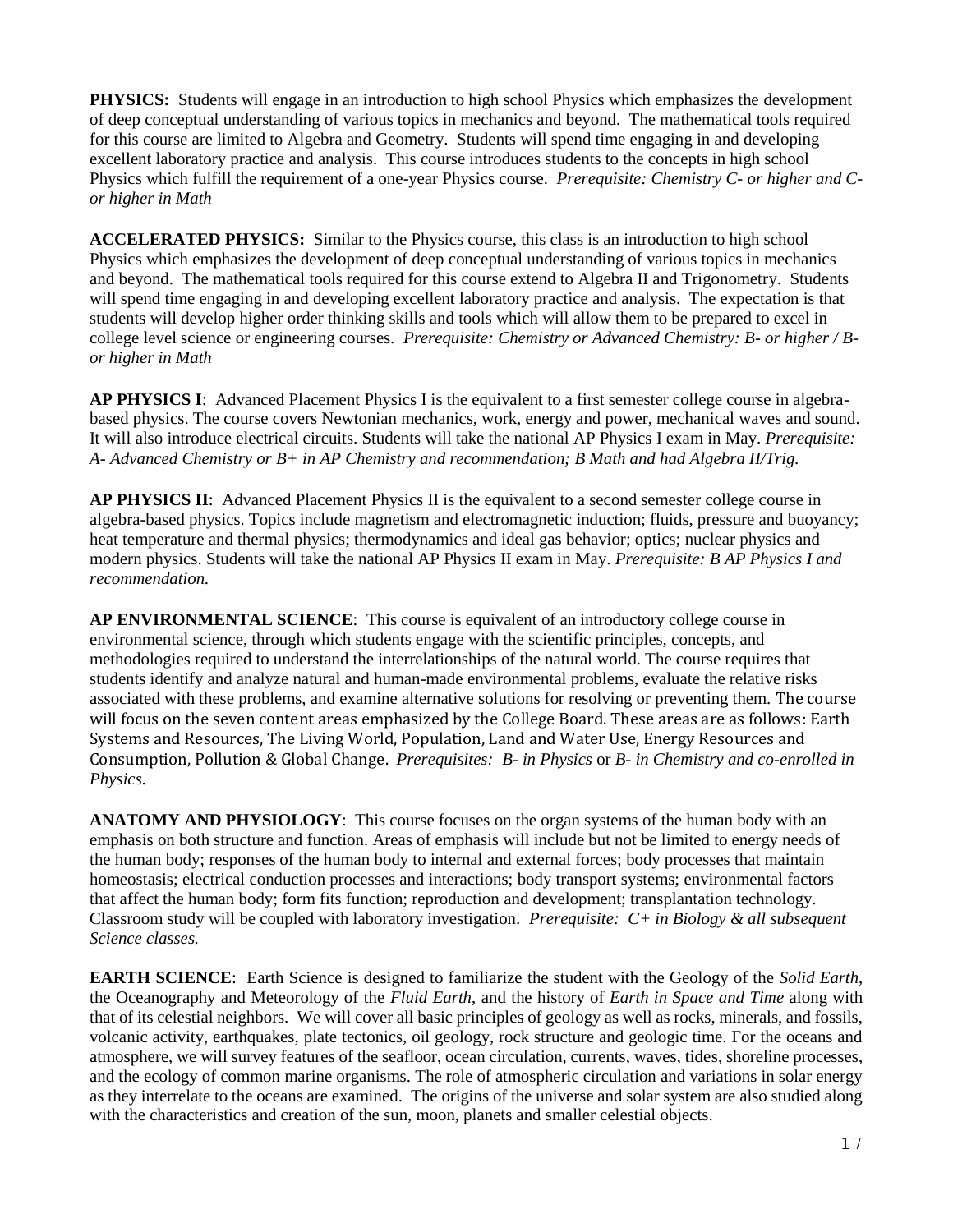**PHYSICS:** Students will engage in an introduction to high school Physics which emphasizes the development of deep conceptual understanding of various topics in mechanics and beyond. The mathematical tools required for this course are limited to Algebra and Geometry. Students will spend time engaging in and developing excellent laboratory practice and analysis. This course introduces students to the concepts in high school Physics which fulfill the requirement of a one-year Physics course. *Prerequisite: Chemistry C- or higher and C- or higher in Math*

**ACCELERATED PHYSICS:** Similar to the Physics course, this class is an introduction to high school Physics which emphasizes the development of deep conceptual understanding of various topics in mechanics and beyond. The mathematical tools required for this course extend to Algebra II and Trigonometry. Students will spend time engaging in and developing excellent laboratory practice and analysis. The expectation is that students will develop higher order thinking skills and tools which will allow them to be prepared to excel in college level science or engineering courses. *Prerequisite: Chemistry or Advanced Chemistry: B- or higher / B- or higher in Math*

**AP PHYSICS I**: Advanced Placement Physics I is the equivalent to a first semester college course in algebra-based physics. The course covers Newtonian mechanics, work, energy and power, mechanical waves and sound. It will also introduce electrical circuits. Students will take the national AP Physics I exam in May. *Prerequisite: A- Advanced Chemistry or B+ in AP Chemistry and recommendation; B Math and had Algebra II/Trig.*

**AP PHYSICS II**: Advanced Placement Physics II is the equivalent to a second semester college course in algebra-based physics. Topics include magnetism and electromagnetic induction; fluids, pressure and buoyancy; heat temperature and thermal physics; thermodynamics and ideal gas behavior; optics; nuclear physics and modern physics. Students will take the national AP Physics II exam in May. *Prerequisite: B AP Physics I and recommendation.*

**AP ENVIRONMENTAL SCIENCE**: This course is equivalent of an introductory college course in environmental science, through which students engage with the scientific principles, concepts, and methodologies required to understand the interrelationships of the natural world. The course requires that students identify and analyze natural and human-made environmental problems, evaluate the relative risks associated with these problems, and examine alternative solutions for resolving or preventing them. The course will focus on the seven content areas emphasized by the College Board. These areas are as follows: Earth Systems and Resources, The Living World, Population, Land and Water Use, Energy Resources and Consumption, Pollution & Global Change. *Prerequisites: B- in Physics* or *B- in Chemistry and co-enrolled in Physics.*

**ANATOMY AND PHYSIOLOGY**: This course focuses on the organ systems of the human body with an emphasis on both structure and function. Areas of emphasis will include but not be limited to energy needs of the human body; responses of the human body to internal and external forces; body processes that maintain homeostasis; electrical conduction processes and interactions; body transport systems; environmental factors that affect the human body; form fits function; reproduction and development; transplantation technology. Classroom study will be coupled with laboratory investigation. *Prerequisite: C+ in Biology & all subsequent Science classes.*

**EARTH SCIENCE**: Earth Science is designed to familiarize the student with the Geology of the *Solid Earth*, the Oceanography and Meteorology of the *Fluid Earth*, and the history of *Earth in Space and Time* along with that of its celestial neighbors. We will cover all basic principles of geology as well as rocks, minerals, and fossils, volcanic activity, earthquakes, plate tectonics, oil geology, rock structure and geologic time. For the oceans and atmosphere, we will survey features of the seafloor, ocean circulation, currents, waves, tides, shoreline processes, and the ecology of common marine organisms. The role of atmospheric circulation and variations in solar energy as they interrelate to the oceans are examined. The origins of the universe and solar system are also studied along with the characteristics and creation of the sun, moon, planets and smaller celestial objects.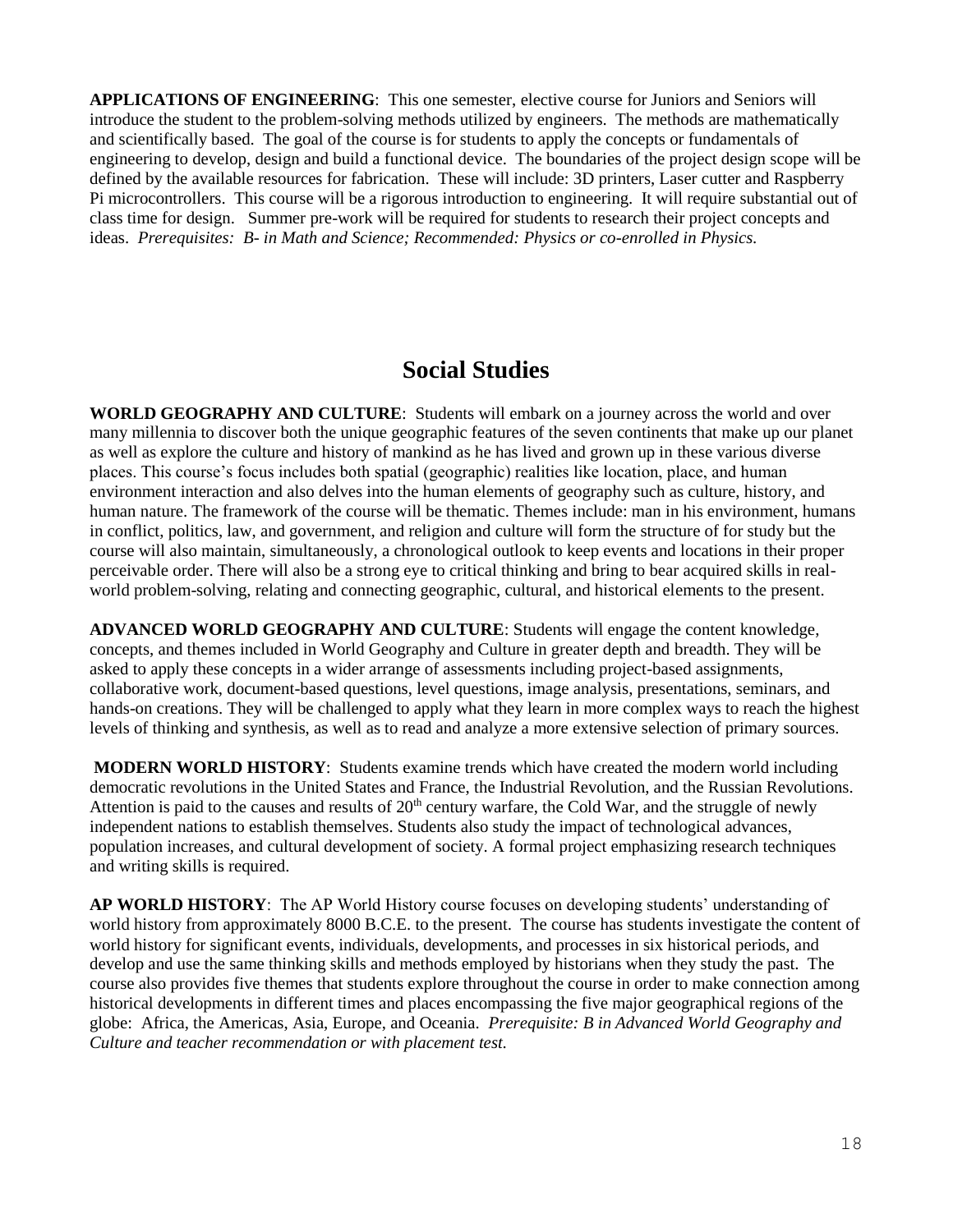**APPLICATIONS OF ENGINEERING**: This one semester, elective course for Juniors and Seniors will introduce the student to the problem-solving methods utilized by engineers. The methods are mathematically and scientifically based. The goal of the course is for students to apply the concepts or fundamentals of engineering to develop, design and build a functional device. The boundaries of the project design scope will be defined by the available resources for fabrication. These will include: 3D printers, Laser cutter and Raspberry Pi microcontrollers. This course will be a rigorous introduction to engineering. It will require substantial out of class time for design. Summer pre-work will be required for students to research their project concepts and ideas. *Prerequisites: B- in Math and Science; Recommended: Physics or co-enrolled in Physics.*

## Social Studies

**WORLD GEOGRAPHY AND CULTURE**: Students will embark on a journey across the world and over many millennia to discover both the unique geographic features of the seven continents that make up our planet as well as explore the culture and history of mankind as he has lived and grown up in these various diverse places. This course's focus includes both spatial (geographic) realities like location, place, and human environment interaction and also delves into the human elements of geography such as culture, history, and human nature. The framework of the course will be thematic. Themes include: man in his environment, humans in conflict, politics, law, and government, and religion and culture will form the structure of for study but the course will also maintain, simultaneously, a chronological outlook to keep events and locations in their proper perceivable order. There will also be a strong eye to critical thinking and bring to bear acquired skills in real-world problem-solving, relating and connecting geographic, cultural, and historical elements to the present.

**ADVANCED WORLD GEOGRAPHY AND CULTURE**: Students will engage the content knowledge, concepts, and themes included in World Geography and Culture in greater depth and breadth. They will be asked to apply these concepts in a wider arrange of assessments including project-based assignments, collaborative work, document-based questions, level questions, image analysis, presentations, seminars, and hands-on creations. They will be challenged to apply what they learn in more complex ways to reach the highest levels of thinking and synthesis, as well as to read and analyze a more extensive selection of primary sources.

**MODERN WORLD HISTORY**: Students examine trends which have created the modern world including democratic revolutions in the United States and France, the Industrial Revolution, and the Russian Revolutions. Attention is paid to the causes and results of 20th century warfare, the Cold War, and the struggle of newly independent nations to establish themselves. Students also study the impact of technological advances, population increases, and cultural development of society. A formal project emphasizing research techniques and writing skills is required.

**AP WORLD HISTORY**: The AP World History course focuses on developing students' understanding of world history from approximately 8000 B.C.E. to the present. The course has students investigate the content of world history for significant events, individuals, developments, and processes in six historical periods, and develop and use the same thinking skills and methods employed by historians when they study the past. The course also provides five themes that students explore throughout the course in order to make connection among historical developments in different times and places encompassing the five major geographical regions of the globe: Africa, the Americas, Asia, Europe, and Oceania. *Prerequisite: B in Advanced World Geography and Culture and teacher recommendation or with placement test.*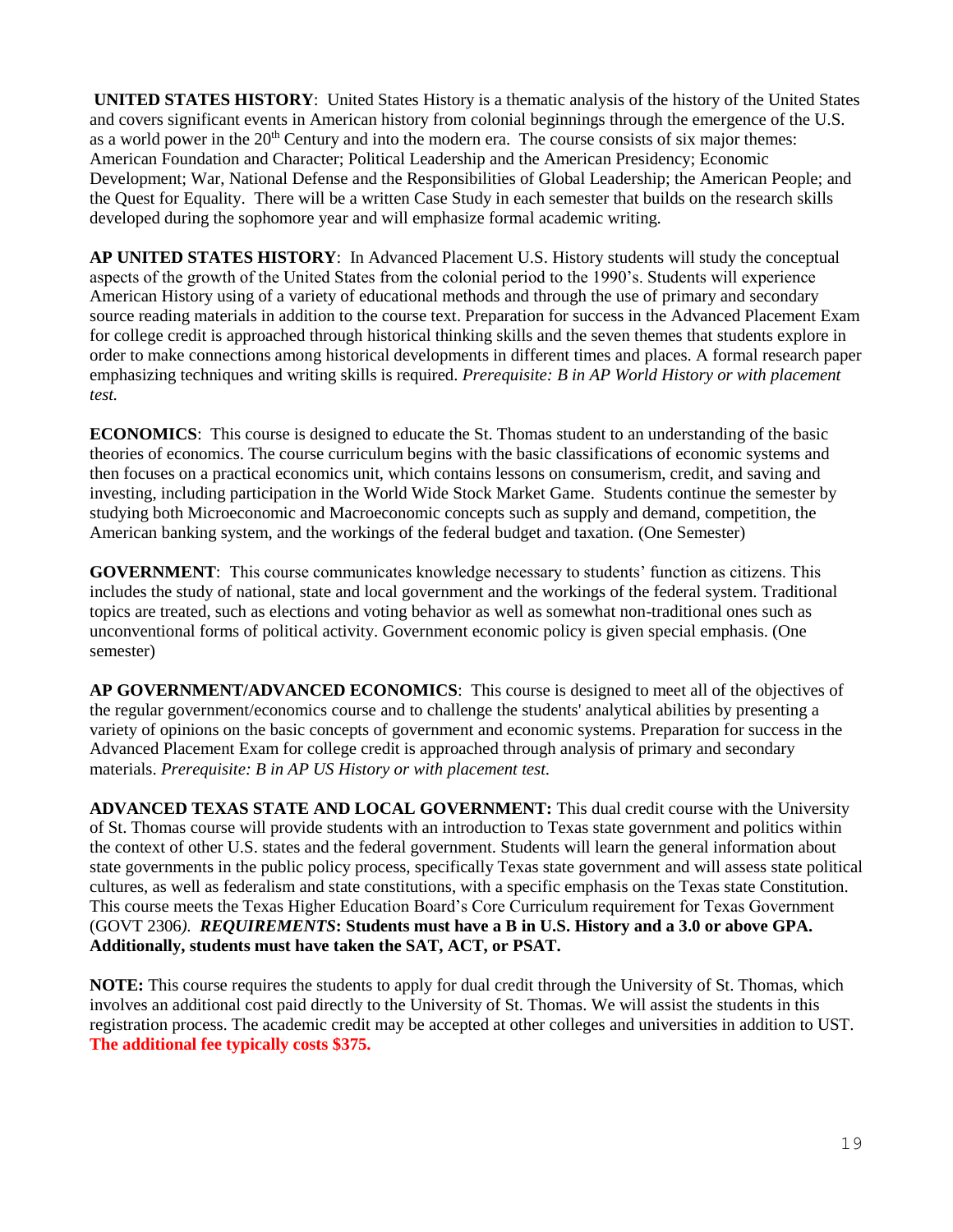**UNITED STATES HISTORY**: United States History is a thematic analysis of the history of the United States and covers significant events in American history from colonial beginnings through the emergence of the U.S. as a world power in the 20th Century and into the modern era. The course consists of six major themes: American Foundation and Character; Political Leadership and the American Presidency; Economic Development; War, National Defense and the Responsibilities of Global Leadership; the American People; and the Quest for Equality. There will be a written Case Study in each semester that builds on the research skills developed during the sophomore year and will emphasize formal academic writing.

**AP UNITED STATES HISTORY**: In Advanced Placement U.S. History students will study the conceptual aspects of the growth of the United States from the colonial period to the 1990's. Students will experience American History using of a variety of educational methods and through the use of primary and secondary source reading materials in addition to the course text. Preparation for success in the Advanced Placement Exam for college credit is approached through historical thinking skills and the seven themes that students explore in order to make connections among historical developments in different times and places. A formal research paper emphasizing techniques and writing skills is required. *Prerequisite: B in AP World History or with placement test.*

**ECONOMICS**: This course is designed to educate the St. Thomas student to an understanding of the basic theories of economics. The course curriculum begins with the basic classifications of economic systems and then focuses on a practical economics unit, which contains lessons on consumerism, credit, and saving and investing, including participation in the World Wide Stock Market Game. Students continue the semester by studying both Microeconomic and Macroeconomic concepts such as supply and demand, competition, the American banking system, and the workings of the federal budget and taxation. (One Semester)

**GOVERNMENT**: This course communicates knowledge necessary to students' function as citizens. This includes the study of national, state and local government and the workings of the federal system. Traditional topics are treated, such as elections and voting behavior as well as somewhat non-traditional ones such as unconventional forms of political activity. Government economic policy is given special emphasis. (One semester)

**AP GOVERNMENT/ADVANCED ECONOMICS**: This course is designed to meet all of the objectives of the regular government/economics course and to challenge the students' analytical abilities by presenting a variety of opinions on the basic concepts of government and economic systems. Preparation for success in the Advanced Placement Exam for college credit is approached through analysis of primary and secondary materials. *Prerequisite: B in AP US History or with placement test.*

**ADVANCED TEXAS STATE AND LOCAL GOVERNMENT:** This dual credit course with the University of St. Thomas course will provide students with an introduction to Texas state government and politics within the context of other U.S. states and the federal government. Students will learn the general information about state governments in the public policy process, specifically Texas state government and will assess state political cultures, as well as federalism and state constitutions, with a specific emphasis on the Texas state Constitution. This course meets the Texas Higher Education Board's Core Curriculum requirement for Texas Government (GOVT 2306*).* ***REQUIREMENTS*****: Students must have a B in U.S. History and a 3.0 or above GPA. Additionally, students must have taken the SAT, ACT, or PSAT.**

**NOTE:** This course requires the students to apply for dual credit through the University of St. Thomas, which involves an additional cost paid directly to the University of St. Thomas. We will assist the students in this registration process. The academic credit may be accepted at other colleges and universities in addition to UST. **The additional fee typically costs $375.**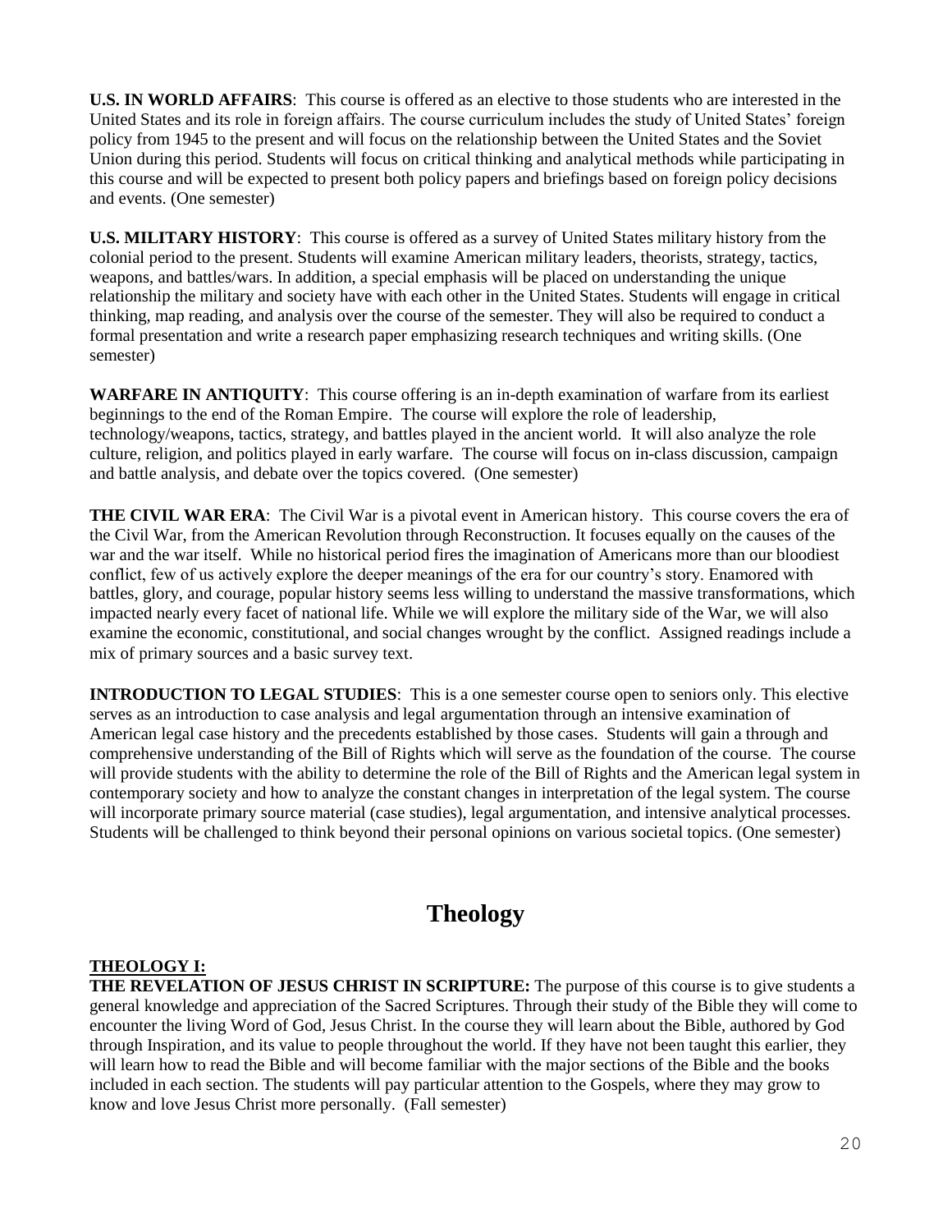**U.S. IN WORLD AFFAIRS**: This course is offered as an elective to those students who are interested in the United States and its role in foreign affairs. The course curriculum includes the study of United States' foreign policy from 1945 to the present and will focus on the relationship between the United States and the Soviet Union during this period. Students will focus on critical thinking and analytical methods while participating in this course and will be expected to present both policy papers and briefings based on foreign policy decisions and events. (One semester)

**U.S. MILITARY HISTORY**: This course is offered as a survey of United States military history from the colonial period to the present. Students will examine American military leaders, theorists, strategy, tactics, weapons, and battles/wars. In addition, a special emphasis will be placed on understanding the unique relationship the military and society have with each other in the United States. Students will engage in critical thinking, map reading, and analysis over the course of the semester. They will also be required to conduct a formal presentation and write a research paper emphasizing research techniques and writing skills. (One semester)

**WARFARE IN ANTIQUITY**: This course offering is an in-depth examination of warfare from its earliest beginnings to the end of the Roman Empire. The course will explore the role of leadership, technology/weapons, tactics, strategy, and battles played in the ancient world. It will also analyze the role culture, religion, and politics played in early warfare. The course will focus on in-class discussion, campaign and battle analysis, and debate over the topics covered. (One semester)

**THE CIVIL WAR ERA**: The Civil War is a pivotal event in American history. This course covers the era of the Civil War, from the American Revolution through Reconstruction. It focuses equally on the causes of the war and the war itself. While no historical period fires the imagination of Americans more than our bloodiest conflict, few of us actively explore the deeper meanings of the era for our country's story. Enamored with battles, glory, and courage, popular history seems less willing to understand the massive transformations, which impacted nearly every facet of national life. While we will explore the military side of the War, we will also examine the economic, constitutional, and social changes wrought by the conflict. Assigned readings include a mix of primary sources and a basic survey text.

**INTRODUCTION TO LEGAL STUDIES**: This is a one semester course open to seniors only. This elective serves as an introduction to case analysis and legal argumentation through an intensive examination of American legal case history and the precedents established by those cases. Students will gain a through and comprehensive understanding of the Bill of Rights which will serve as the foundation of the course. The course will provide students with the ability to determine the role of the Bill of Rights and the American legal system in contemporary society and how to analyze the constant changes in interpretation of the legal system. The course will incorporate primary source material (case studies), legal argumentation, and intensive analytical processes. Students will be challenged to think beyond their personal opinions on various societal topics. (One semester)

# Theology

**THEOLOGY I:**

**THE REVELATION OF JESUS CHRIST IN SCRIPTURE:** The purpose of this course is to give students a general knowledge and appreciation of the Sacred Scriptures. Through their study of the Bible they will come to encounter the living Word of God, Jesus Christ. In the course they will learn about the Bible, authored by God through Inspiration, and its value to people throughout the world. If they have not been taught this earlier, they will learn how to read the Bible and will become familiar with the major sections of the Bible and the books included in each section. The students will pay particular attention to the Gospels, where they may grow to know and love Jesus Christ more personally. (Fall semester)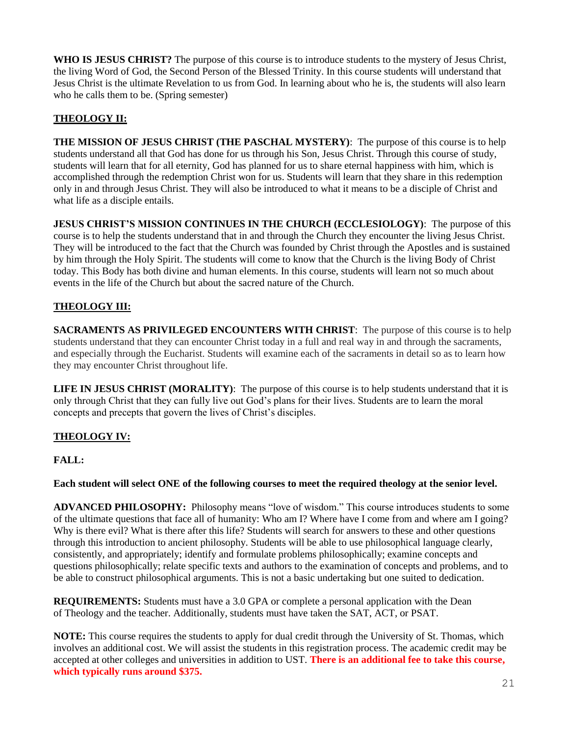**WHO IS JESUS CHRIST?** The purpose of this course is to introduce students to the mystery of Jesus Christ, the living Word of God, the Second Person of the Blessed Trinity. In this course students will understand that Jesus Christ is the ultimate Revelation to us from God. In learning about who he is, the students will also learn who he calls them to be. (Spring semester)

## THEOLOGY II:

**THE MISSION OF JESUS CHRIST (THE PASCHAL MYSTERY)**: The purpose of this course is to help students understand all that God has done for us through his Son, Jesus Christ. Through this course of study, students will learn that for all eternity, God has planned for us to share eternal happiness with him, which is accomplished through the redemption Christ won for us. Students will learn that they share in this redemption only in and through Jesus Christ. They will also be introduced to what it means to be a disciple of Christ and what life as a disciple entails.

**JESUS CHRIST'S MISSION CONTINUES IN THE CHURCH (ECCLESIOLOGY)**: The purpose of this course is to help the students understand that in and through the Church they encounter the living Jesus Christ. They will be introduced to the fact that the Church was founded by Christ through the Apostles and is sustained by him through the Holy Spirit. The students will come to know that the Church is the living Body of Christ today. This Body has both divine and human elements. In this course, students will learn not so much about events in the life of the Church but about the sacred nature of the Church.

## THEOLOGY III:

**SACRAMENTS AS PRIVILEGED ENCOUNTERS WITH CHRIST**: The purpose of this course is to help students understand that they can encounter Christ today in a full and real way in and through the sacraments, and especially through the Eucharist. Students will examine each of the sacraments in detail so as to learn how they may encounter Christ throughout life.

**LIFE IN JESUS CHRIST (MORALITY)**: The purpose of this course is to help students understand that it is only through Christ that they can fully live out God's plans for their lives. Students are to learn the moral concepts and precepts that govern the lives of Christ's disciples.

## THEOLOGY IV:

**FALL:**

**Each student will select ONE of the following courses to meet the required theology at the senior level.**

**ADVANCED PHILOSOPHY:** Philosophy means "love of wisdom." This course introduces students to some of the ultimate questions that face all of humanity: Who am I? Where have I come from and where am I going? Why is there evil? What is there after this life? Students will search for answers to these and other questions through this introduction to ancient philosophy. Students will be able to use philosophical language clearly, consistently, and appropriately; identify and formulate problems philosophically; examine concepts and questions philosophically; relate specific texts and authors to the examination of concepts and problems, and to be able to construct philosophical arguments. This is not a basic undertaking but one suited to dedication.

**REQUIREMENTS:** Students must have a 3.0 GPA or complete a personal application with the Dean of Theology and the teacher. Additionally, students must have taken the SAT, ACT, or PSAT.

**NOTE:** This course requires the students to apply for dual credit through the University of St. Thomas, which involves an additional cost. We will assist the students in this registration process. The academic credit may be accepted at other colleges and universities in addition to UST. **There is an additional fee to take this course, which typically runs around $375.**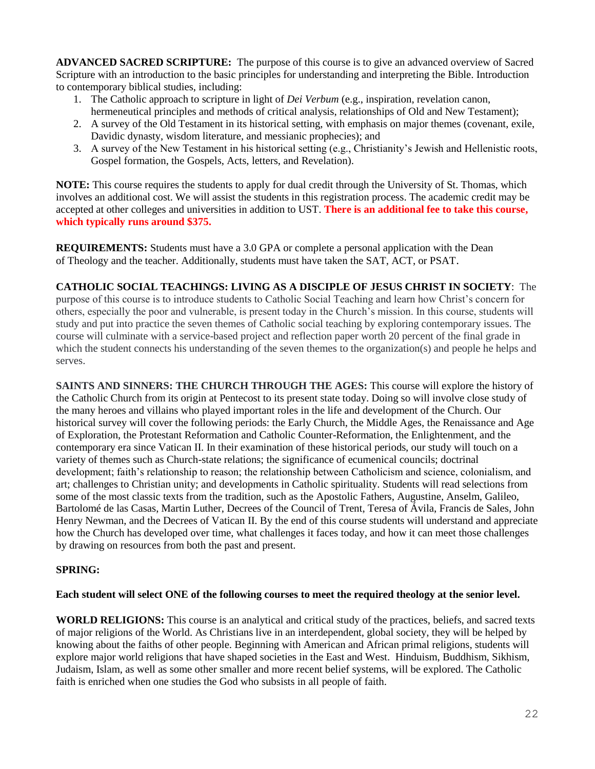**ADVANCED SACRED SCRIPTURE:** The purpose of this course is to give an advanced overview of Sacred Scripture with an introduction to the basic principles for understanding and interpreting the Bible. Introduction to contemporary biblical studies, including:

1. The Catholic approach to scripture in light of *Dei Verbum* (e.g., inspiration, revelation canon, hermeneutical principles and methods of critical analysis, relationships of Old and New Testament);
2. A survey of the Old Testament in its historical setting, with emphasis on major themes (covenant, exile, Davidic dynasty, wisdom literature, and messianic prophecies); and
3. A survey of the New Testament in his historical setting (e.g., Christianity's Jewish and Hellenistic roots, Gospel formation, the Gospels, Acts, letters, and Revelation).

**NOTE:** This course requires the students to apply for dual credit through the University of St. Thomas, which involves an additional cost. We will assist the students in this registration process. The academic credit may be accepted at other colleges and universities in addition to UST. **There is an additional fee to take this course, which typically runs around $375.**

**REQUIREMENTS:** Students must have a 3.0 GPA or complete a personal application with the Dean of Theology and the teacher. Additionally, students must have taken the SAT, ACT, or PSAT.

**CATHOLIC SOCIAL TEACHINGS: LIVING AS A DISCIPLE OF JESUS CHRIST IN SOCIETY**: The purpose of this course is to introduce students to Catholic Social Teaching and learn how Christ's concern for others, especially the poor and vulnerable, is present today in the Church's mission. In this course, students will study and put into practice the seven themes of Catholic social teaching by exploring contemporary issues. The course will culminate with a service-based project and reflection paper worth 20 percent of the final grade in which the student connects his understanding of the seven themes to the organization(s) and people he helps and serves.

**SAINTS AND SINNERS: THE CHURCH THROUGH THE AGES:** This course will explore the history of the Catholic Church from its origin at Pentecost to its present state today. Doing so will involve close study of the many heroes and villains who played important roles in the life and development of the Church. Our historical survey will cover the following periods: the Early Church, the Middle Ages, the Renaissance and Age of Exploration, the Protestant Reformation and Catholic Counter-Reformation, the Enlightenment, and the contemporary era since Vatican II. In their examination of these historical periods, our study will touch on a variety of themes such as Church-state relations; the significance of ecumenical councils; doctrinal development; faith's relationship to reason; the relationship between Catholicism and science, colonialism, and art; challenges to Christian unity; and developments in Catholic spirituality. Students will read selections from some of the most classic texts from the tradition, such as the Apostolic Fathers, Augustine, Anselm, Galileo, Bartolomé de las Casas, Martin Luther, Decrees of the Council of Trent, Teresa of Ávila, Francis de Sales, John Henry Newman, and the Decrees of Vatican II. By the end of this course students will understand and appreciate how the Church has developed over time, what challenges it faces today, and how it can meet those challenges by drawing on resources from both the past and present.

**SPRING:**

**Each student will select ONE of the following courses to meet the required theology at the senior level.**

**WORLD RELIGIONS:** This course is an analytical and critical study of the practices, beliefs, and sacred texts of major religions of the World. As Christians live in an interdependent, global society, they will be helped by knowing about the faiths of other people. Beginning with American and African primal religions, students will explore major world religions that have shaped societies in the East and West. Hinduism, Buddhism, Sikhism, Judaism, Islam, as well as some other smaller and more recent belief systems, will be explored. The Catholic faith is enriched when one studies the God who subsists in all people of faith.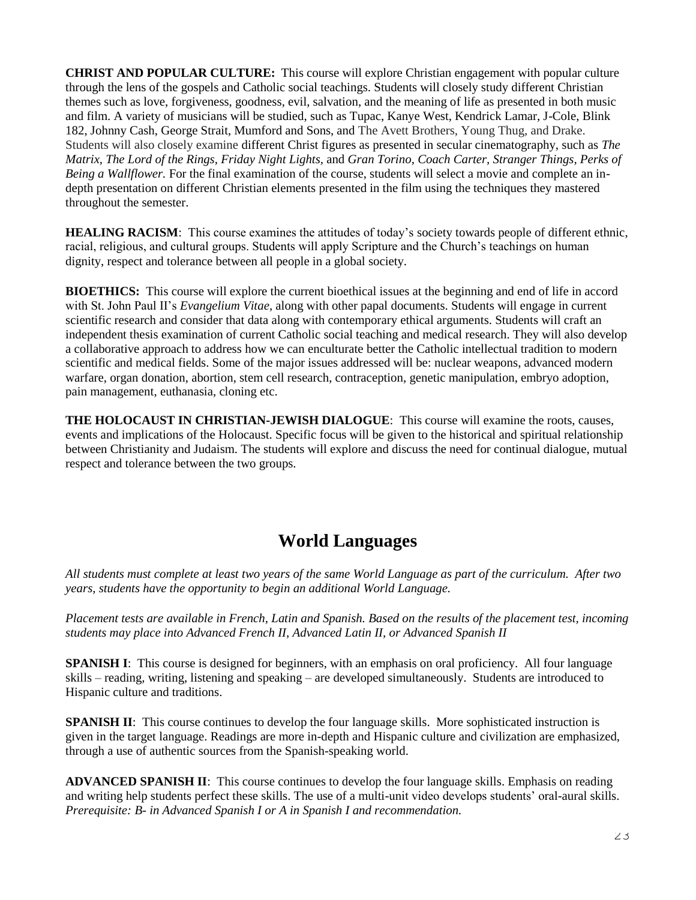**CHRIST AND POPULAR CULTURE:** This course will explore Christian engagement with popular culture through the lens of the gospels and Catholic social teachings. Students will closely study different Christian themes such as love, forgiveness, goodness, evil, salvation, and the meaning of life as presented in both music and film. A variety of musicians will be studied, such as Tupac, Kanye West, Kendrick Lamar, J-Cole, Blink 182, Johnny Cash, George Strait, Mumford and Sons, and The Avett Brothers, Young Thug, and Drake. Students will also closely examine different Christ figures as presented in secular cinematography, such as *The Matrix*, *The Lord of the Rings*, *Friday Night Lights*, and *Gran Torino*, *Coach Carter*, *Stranger Things*, *Perks of Being a Wallflower*. For the final examination of the course, students will select a movie and complete an in-depth presentation on different Christian elements presented in the film using the techniques they mastered throughout the semester.

**HEALING RACISM**: This course examines the attitudes of today's society towards people of different ethnic, racial, religious, and cultural groups. Students will apply Scripture and the Church's teachings on human dignity, respect and tolerance between all people in a global society.

**BIOETHICS:** This course will explore the current bioethical issues at the beginning and end of life in accord with St. John Paul II's *Evangelium Vitae*, along with other papal documents. Students will engage in current scientific research and consider that data along with contemporary ethical arguments. Students will craft an independent thesis examination of current Catholic social teaching and medical research. They will also develop a collaborative approach to address how we can enculturate better the Catholic intellectual tradition to modern scientific and medical fields. Some of the major issues addressed will be: nuclear weapons, advanced modern warfare, organ donation, abortion, stem cell research, contraception, genetic manipulation, embryo adoption, pain management, euthanasia, cloning etc.

**THE HOLOCAUST IN CHRISTIAN-JEWISH DIALOGUE**: This course will examine the roots, causes, events and implications of the Holocaust. Specific focus will be given to the historical and spiritual relationship between Christianity and Judaism. The students will explore and discuss the need for continual dialogue, mutual respect and tolerance between the two groups.

# World Languages

*All students must complete at least two years of the same World Language as part of the curriculum. After two years, students have the opportunity to begin an additional World Language.*

*Placement tests are available in French, Latin and Spanish. Based on the results of the placement test, incoming students may place into Advanced French II, Advanced Latin II, or Advanced Spanish II*

**SPANISH I**: This course is designed for beginners, with an emphasis on oral proficiency. All four language skills – reading, writing, listening and speaking – are developed simultaneously. Students are introduced to Hispanic culture and traditions.

**SPANISH II**: This course continues to develop the four language skills. More sophisticated instruction is given in the target language. Readings are more in-depth and Hispanic culture and civilization are emphasized, through a use of authentic sources from the Spanish-speaking world.

**ADVANCED SPANISH II**: This course continues to develop the four language skills. Emphasis on reading and writing help students perfect these skills. The use of a multi-unit video develops students' oral-aural skills. *Prerequisite: B- in Advanced Spanish I or A in Spanish I and recommendation.*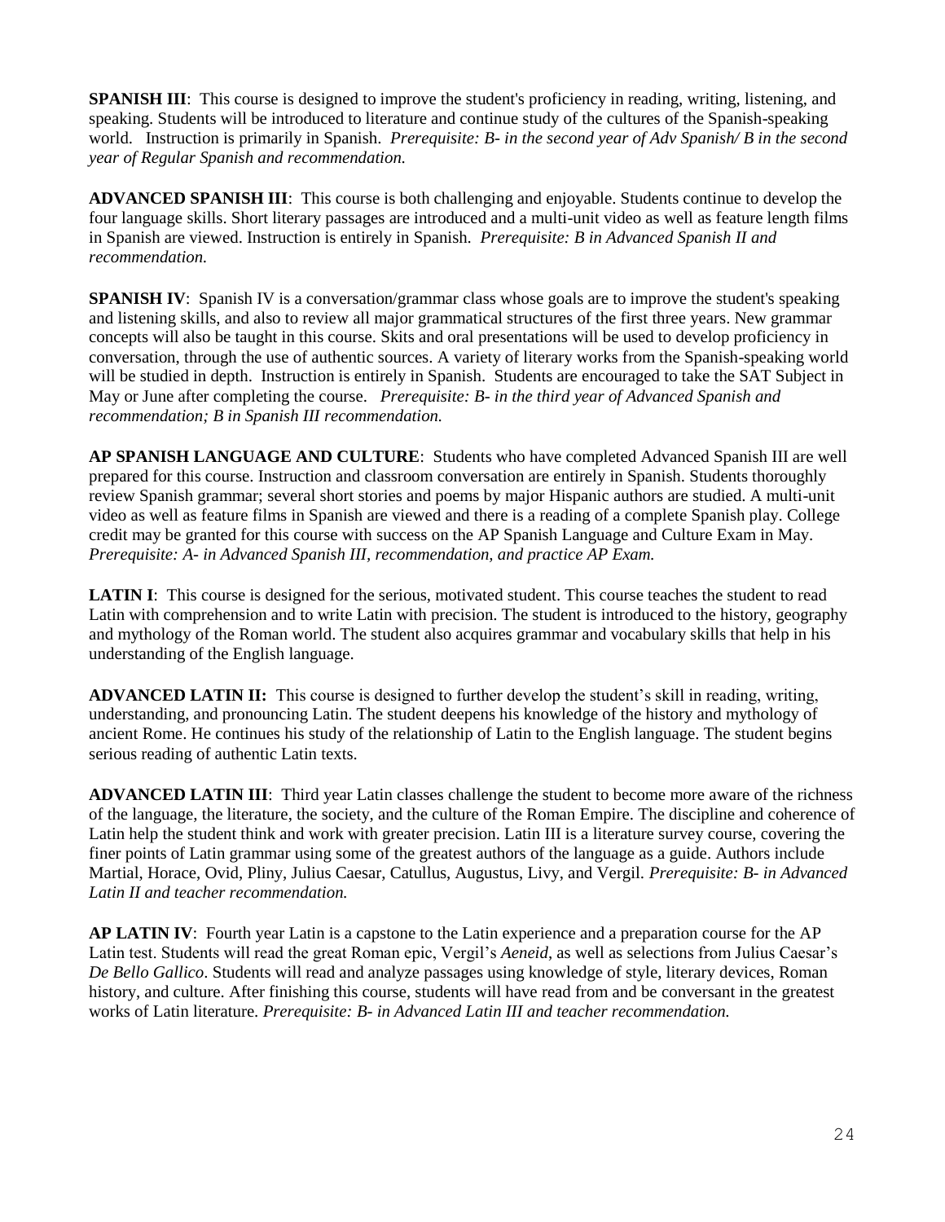**SPANISH III**: This course is designed to improve the student's proficiency in reading, writing, listening, and speaking. Students will be introduced to literature and continue study of the cultures of the Spanish-speaking world. Instruction is primarily in Spanish. *Prerequisite: B- in the second year of Adv Spanish/ B in the second year of Regular Spanish and recommendation.*

**ADVANCED SPANISH III**: This course is both challenging and enjoyable. Students continue to develop the four language skills. Short literary passages are introduced and a multi-unit video as well as feature length films in Spanish are viewed. Instruction is entirely in Spanish. *Prerequisite: B in Advanced Spanish II and recommendation.*

**SPANISH IV**: Spanish IV is a conversation/grammar class whose goals are to improve the student's speaking and listening skills, and also to review all major grammatical structures of the first three years. New grammar concepts will also be taught in this course. Skits and oral presentations will be used to develop proficiency in conversation, through the use of authentic sources. A variety of literary works from the Spanish-speaking world will be studied in depth. Instruction is entirely in Spanish. Students are encouraged to take the SAT Subject in May or June after completing the course. *Prerequisite: B- in the third year of Advanced Spanish and recommendation; B in Spanish III recommendation.*

**AP SPANISH LANGUAGE AND CULTURE**: Students who have completed Advanced Spanish III are well prepared for this course. Instruction and classroom conversation are entirely in Spanish. Students thoroughly review Spanish grammar; several short stories and poems by major Hispanic authors are studied. A multi-unit video as well as feature films in Spanish are viewed and there is a reading of a complete Spanish play. College credit may be granted for this course with success on the AP Spanish Language and Culture Exam in May. *Prerequisite: A- in Advanced Spanish III, recommendation, and practice AP Exam.*

**LATIN I**: This course is designed for the serious, motivated student. This course teaches the student to read Latin with comprehension and to write Latin with precision. The student is introduced to the history, geography and mythology of the Roman world. The student also acquires grammar and vocabulary skills that help in his understanding of the English language.

**ADVANCED LATIN II:** This course is designed to further develop the student's skill in reading, writing, understanding, and pronouncing Latin. The student deepens his knowledge of the history and mythology of ancient Rome. He continues his study of the relationship of Latin to the English language. The student begins serious reading of authentic Latin texts.

**ADVANCED LATIN III**: Third year Latin classes challenge the student to become more aware of the richness of the language, the literature, the society, and the culture of the Roman Empire. The discipline and coherence of Latin help the student think and work with greater precision. Latin III is a literature survey course, covering the finer points of Latin grammar using some of the greatest authors of the language as a guide. Authors include Martial, Horace, Ovid, Pliny, Julius Caesar, Catullus, Augustus, Livy, and Vergil. *Prerequisite: B- in Advanced Latin II and teacher recommendation.*

**AP LATIN IV**: Fourth year Latin is a capstone to the Latin experience and a preparation course for the AP Latin test. Students will read the great Roman epic, Vergil's *Aeneid*, as well as selections from Julius Caesar's *De Bello Gallico*. Students will read and analyze passages using knowledge of style, literary devices, Roman history, and culture. After finishing this course, students will have read from and be conversant in the greatest works of Latin literature. *Prerequisite: B- in Advanced Latin III and teacher recommendation.*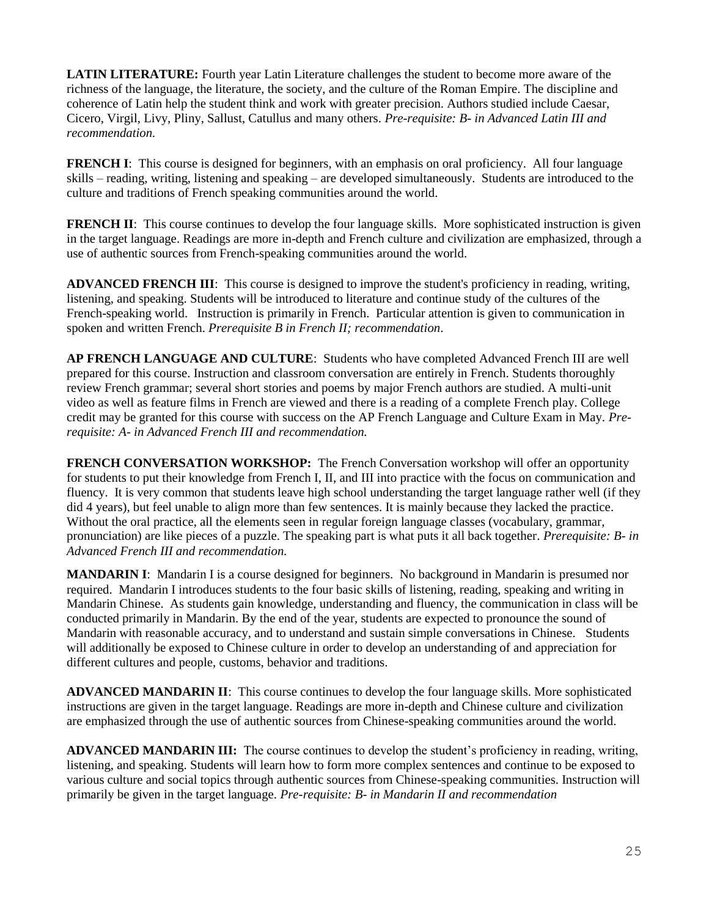**LATIN LITERATURE:** Fourth year Latin Literature challenges the student to become more aware of the richness of the language, the literature, the society, and the culture of the Roman Empire. The discipline and coherence of Latin help the student think and work with greater precision. Authors studied include Caesar, Cicero, Virgil, Livy, Pliny, Sallust, Catullus and many others. *Pre-requisite: B- in Advanced Latin III and recommendation.*

**FRENCH I**: This course is designed for beginners, with an emphasis on oral proficiency. All four language skills – reading, writing, listening and speaking – are developed simultaneously. Students are introduced to the culture and traditions of French speaking communities around the world.

**FRENCH II**: This course continues to develop the four language skills. More sophisticated instruction is given in the target language. Readings are more in-depth and French culture and civilization are emphasized, through a use of authentic sources from French-speaking communities around the world.

**ADVANCED FRENCH III**: This course is designed to improve the student's proficiency in reading, writing, listening, and speaking. Students will be introduced to literature and continue study of the cultures of the French-speaking world. Instruction is primarily in French. Particular attention is given to communication in spoken and written French. *Prerequisite B in French II; recommendation*.

**AP FRENCH LANGUAGE AND CULTURE**: Students who have completed Advanced French III are well prepared for this course. Instruction and classroom conversation are entirely in French. Students thoroughly review French grammar; several short stories and poems by major French authors are studied. A multi-unit video as well as feature films in French are viewed and there is a reading of a complete French play. College credit may be granted for this course with success on the AP French Language and Culture Exam in May. *Pre-requisite: A- in Advanced French III and recommendation.*

**FRENCH CONVERSATION WORKSHOP:** The French Conversation workshop will offer an opportunity for students to put their knowledge from French I, II, and III into practice with the focus on communication and fluency. It is very common that students leave high school understanding the target language rather well (if they did 4 years), but feel unable to align more than few sentences. It is mainly because they lacked the practice. Without the oral practice, all the elements seen in regular foreign language classes (vocabulary, grammar, pronunciation) are like pieces of a puzzle. The speaking part is what puts it all back together. *Prerequisite: B- in Advanced French III and recommendation.*

**MANDARIN I**: Mandarin I is a course designed for beginners. No background in Mandarin is presumed nor required. Mandarin I introduces students to the four basic skills of listening, reading, speaking and writing in Mandarin Chinese. As students gain knowledge, understanding and fluency, the communication in class will be conducted primarily in Mandarin. By the end of the year, students are expected to pronounce the sound of Mandarin with reasonable accuracy, and to understand and sustain simple conversations in Chinese. Students will additionally be exposed to Chinese culture in order to develop an understanding of and appreciation for different cultures and people, customs, behavior and traditions.

**ADVANCED MANDARIN II**: This course continues to develop the four language skills. More sophisticated instructions are given in the target language. Readings are more in-depth and Chinese culture and civilization are emphasized through the use of authentic sources from Chinese-speaking communities around the world.

**ADVANCED MANDARIN III:** The course continues to develop the student's proficiency in reading, writing, listening, and speaking. Students will learn how to form more complex sentences and continue to be exposed to various culture and social topics through authentic sources from Chinese-speaking communities. Instruction will primarily be given in the target language. *Pre-requisite: B- in Mandarin II and recommendation*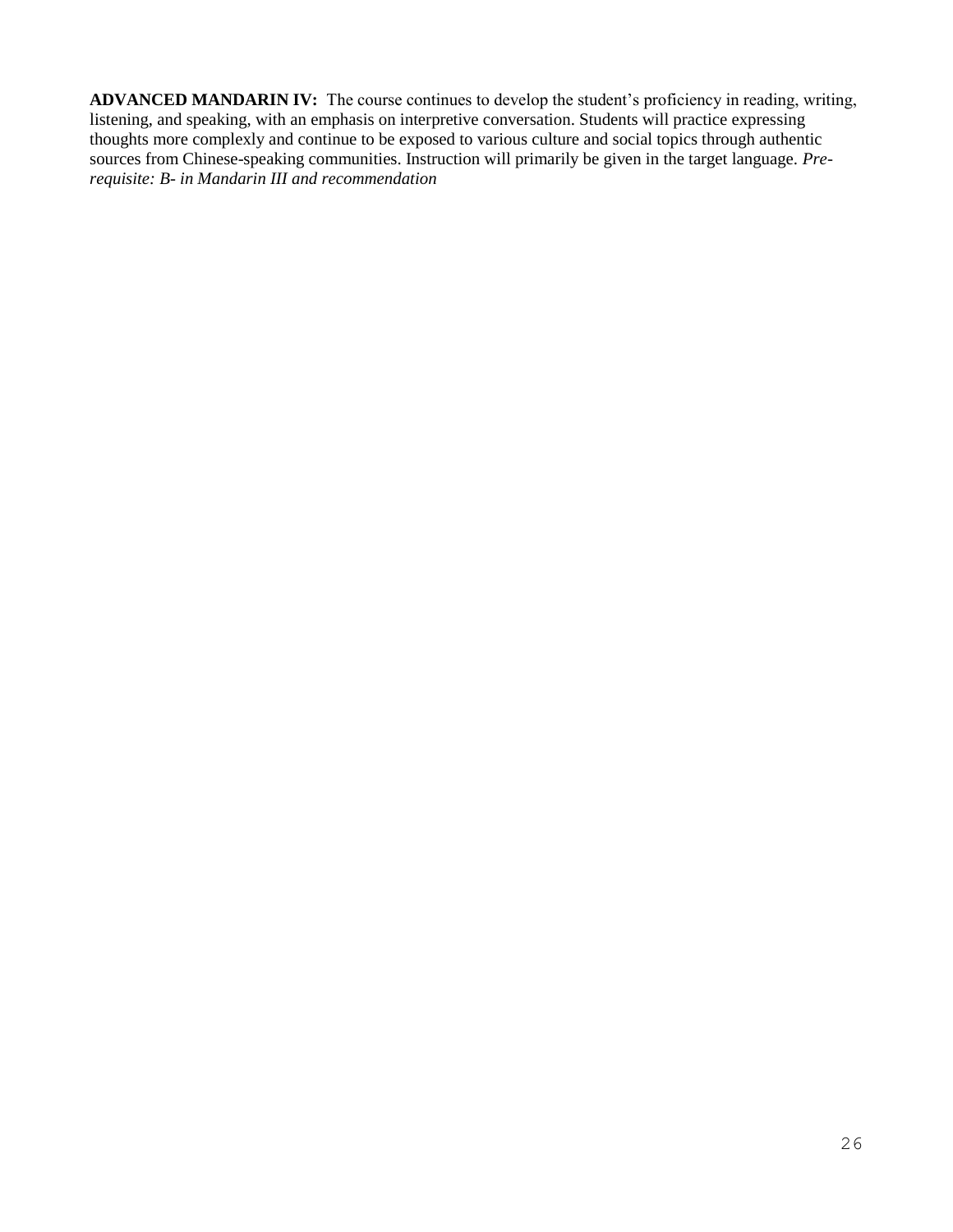**ADVANCED MANDARIN IV:** The course continues to develop the student's proficiency in reading, writing, listening, and speaking, with an emphasis on interpretive conversation. Students will practice expressing thoughts more complexly and continue to be exposed to various culture and social topics through authentic sources from Chinese-speaking communities. Instruction will primarily be given in the target language. *Pre-requisite: B- in Mandarin III and recommendation*